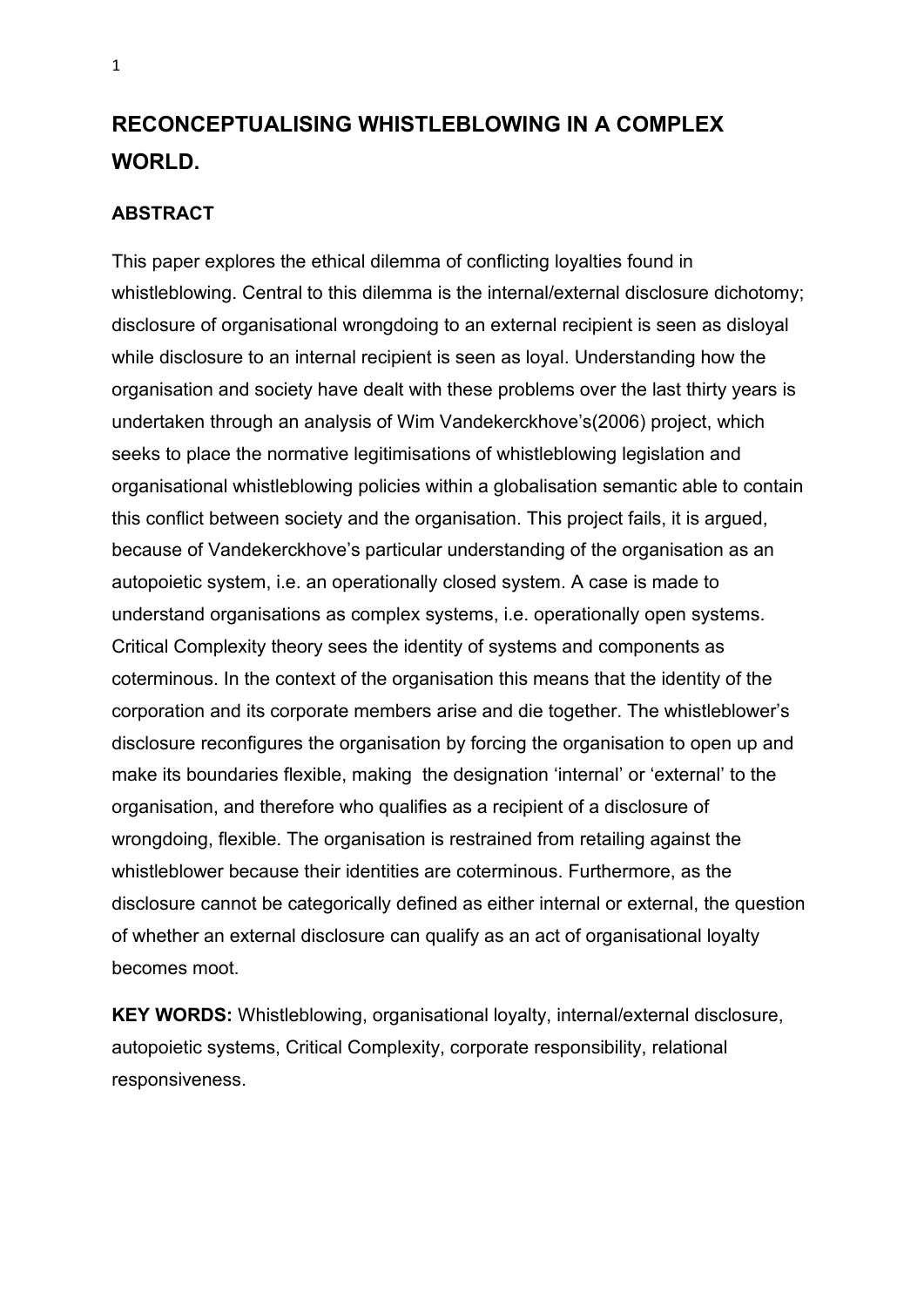# RECONCEPTUALISING WHISTLEBLOWING IN A COMPLEX WORLD.

## ABSTRACT

This paper explores the ethical dilemma of conflicting loyalties found in whistleblowing. Central to this dilemma is the internal/external disclosure dichotomy; disclosure of organisational wrongdoing to an external recipient is seen as disloyal while disclosure to an internal recipient is seen as loyal. Understanding how the organisation and society have dealt with these problems over the last thirty years is undertaken through an analysis of Wim Vandekerckhove's(2006) project, which seeks to place the normative legitimisations of whistleblowing legislation and organisational whistleblowing policies within a globalisation semantic able to contain this conflict between society and the organisation. This project fails, it is argued, because of Vandekerckhove's particular understanding of the organisation as an autopoietic system, i.e. an operationally closed system. A case is made to understand organisations as complex systems, i.e. operationally open systems. Critical Complexity theory sees the identity of systems and components as coterminous. In the context of the organisation this means that the identity of the corporation and its corporate members arise and die together. The whistleblower's disclosure reconfigures the organisation by forcing the organisation to open up and make its boundaries flexible, making the designation 'internal' or 'external' to the organisation, and therefore who qualifies as a recipient of a disclosure of wrongdoing, flexible. The organisation is restrained from retailing against the whistleblower because their identities are coterminous. Furthermore, as the disclosure cannot be categorically defined as either internal or external, the question of whether an external disclosure can qualify as an act of organisational loyalty becomes moot.

**KEY WORDS:** Whistleblowing, organisational loyalty, internal/external disclosure, autopoietic systems, Critical Complexity, corporate responsibility, relational responsiveness.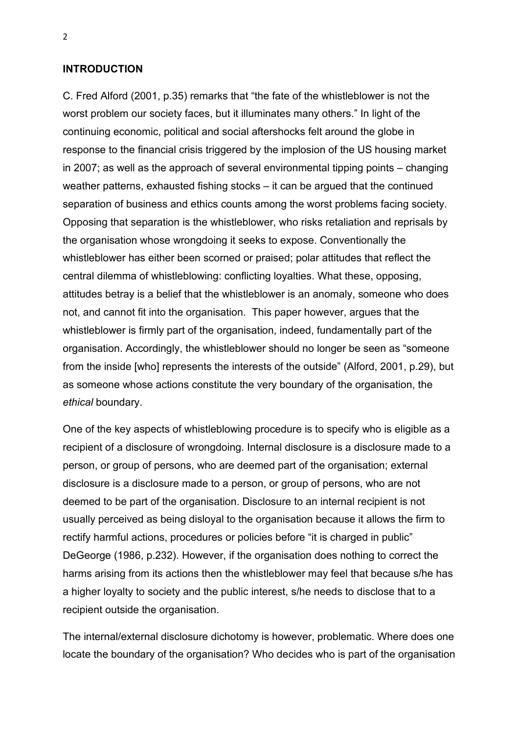**INTRODUCTION**

C. Fred Alford (2001, p.35) remarks that "the fate of the whistleblower is not the worst problem our society faces, but it illuminates many others." In light of the continuing economic, political and social aftershocks felt around the globe in response to the financial crisis triggered by the implosion of the US housing market in 2007; as well as the approach of several environmental tipping points – changing weather patterns, exhausted fishing stocks – it can be argued that the continued separation of business and ethics counts among the worst problems facing society. Opposing that separation is the whistleblower, who risks retaliation and reprisals by the organisation whose wrongdoing it seeks to expose. Conventionally the whistleblower has either been scorned or praised; polar attitudes that reflect the central dilemma of whistleblowing: conflicting loyalties. What these, opposing, attitudes betray is a belief that the whistleblower is an anomaly, someone who does not, and cannot fit into the organisation. This paper however, argues that the whistleblower is firmly part of the organisation, indeed, fundamentally part of the organisation. Accordingly, the whistleblower should no longer be seen as "someone from the inside [who] represents the interests of the outside" (Alford, 2001, p.29), but as someone whose actions constitute the very boundary of the organisation, the *ethical* boundary.

One of the key aspects of whistleblowing procedure is to specify who is eligible as a recipient of a disclosure of wrongdoing. Internal disclosure is a disclosure made to a person, or group of persons, who are deemed part of the organisation; external disclosure is a disclosure made to a person, or group of persons, who are not deemed to be part of the organisation. Disclosure to an internal recipient is not usually perceived as being disloyal to the organisation because it allows the firm to rectify harmful actions, procedures or policies before "it is charged in public" DeGeorge (1986, p.232). However, if the organisation does nothing to correct the harms arising from its actions then the whistleblower may feel that because s/he has a higher loyalty to society and the public interest, s/he needs to disclose that to a recipient outside the organisation.

The internal/external disclosure dichotomy is however, problematic. Where does one locate the boundary of the organisation? Who decides who is part of the organisation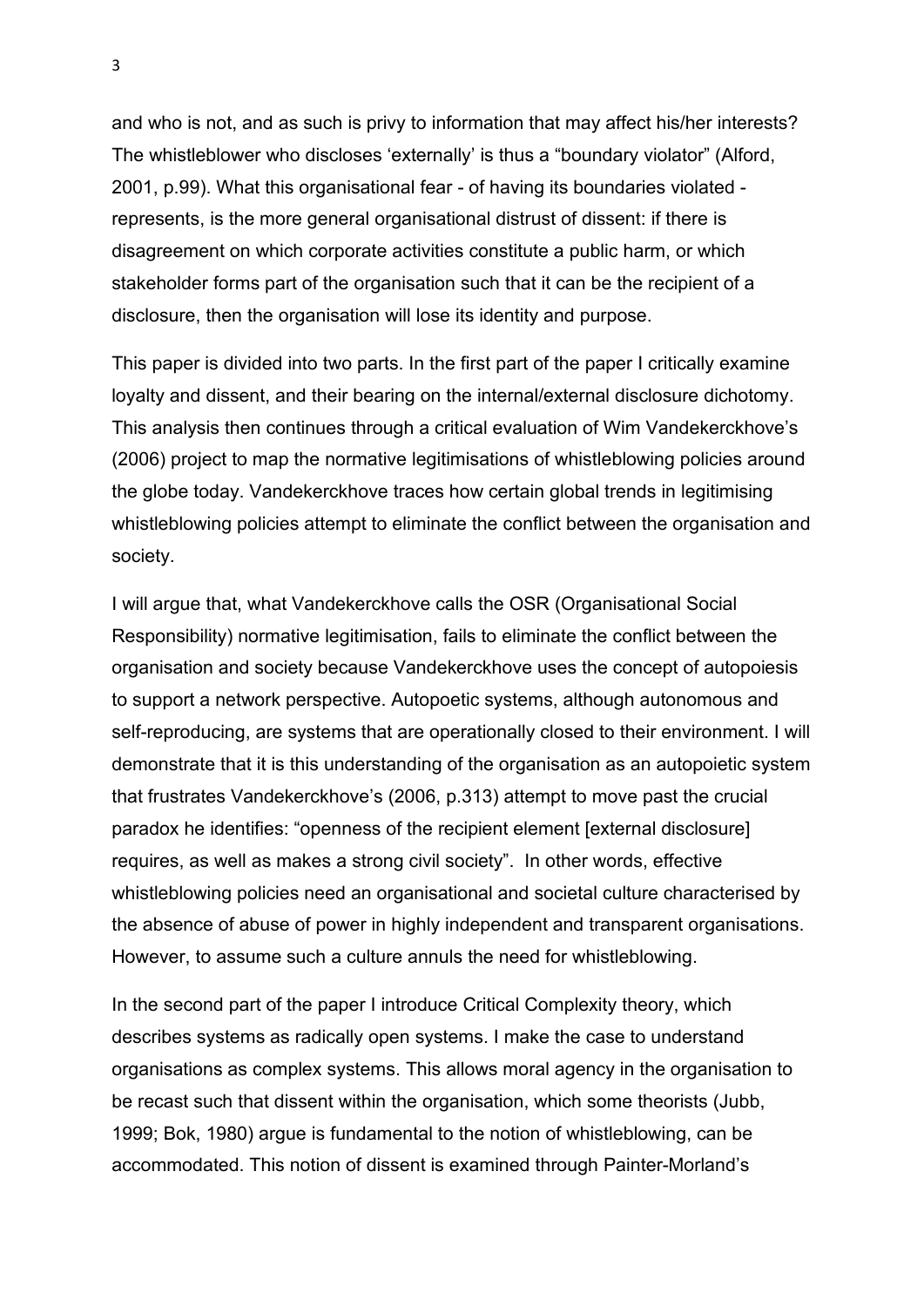and who is not, and as such is privy to information that may affect his/her interests? The whistleblower who discloses 'externally' is thus a "boundary violator" (Alford, 2001, p.99). What this organisational fear - of having its boundaries violated - represents, is the more general organisational distrust of dissent: if there is disagreement on which corporate activities constitute a public harm, or which stakeholder forms part of the organisation such that it can be the recipient of a disclosure, then the organisation will lose its identity and purpose.

This paper is divided into two parts. In the first part of the paper I critically examine loyalty and dissent, and their bearing on the internal/external disclosure dichotomy. This analysis then continues through a critical evaluation of Wim Vandekerckhove's (2006) project to map the normative legitimisations of whistleblowing policies around the globe today. Vandekerckhove traces how certain global trends in legitimising whistleblowing policies attempt to eliminate the conflict between the organisation and society.

I will argue that, what Vandekerckhove calls the OSR (Organisational Social Responsibility) normative legitimisation, fails to eliminate the conflict between the organisation and society because Vandekerckhove uses the concept of autopoiesis to support a network perspective. Autopoetic systems, although autonomous and self-reproducing, are systems that are operationally closed to their environment. I will demonstrate that it is this understanding of the organisation as an autopoietic system that frustrates Vandekerckhove's (2006, p.313) attempt to move past the crucial paradox he identifies: "openness of the recipient element [external disclosure] requires, as well as makes a strong civil society". In other words, effective whistleblowing policies need an organisational and societal culture characterised by the absence of abuse of power in highly independent and transparent organisations. However, to assume such a culture annuls the need for whistleblowing.

In the second part of the paper I introduce Critical Complexity theory, which describes systems as radically open systems. I make the case to understand organisations as complex systems. This allows moral agency in the organisation to be recast such that dissent within the organisation, which some theorists (Jubb, 1999; Bok, 1980) argue is fundamental to the notion of whistleblowing, can be accommodated. This notion of dissent is examined through Painter-Morland's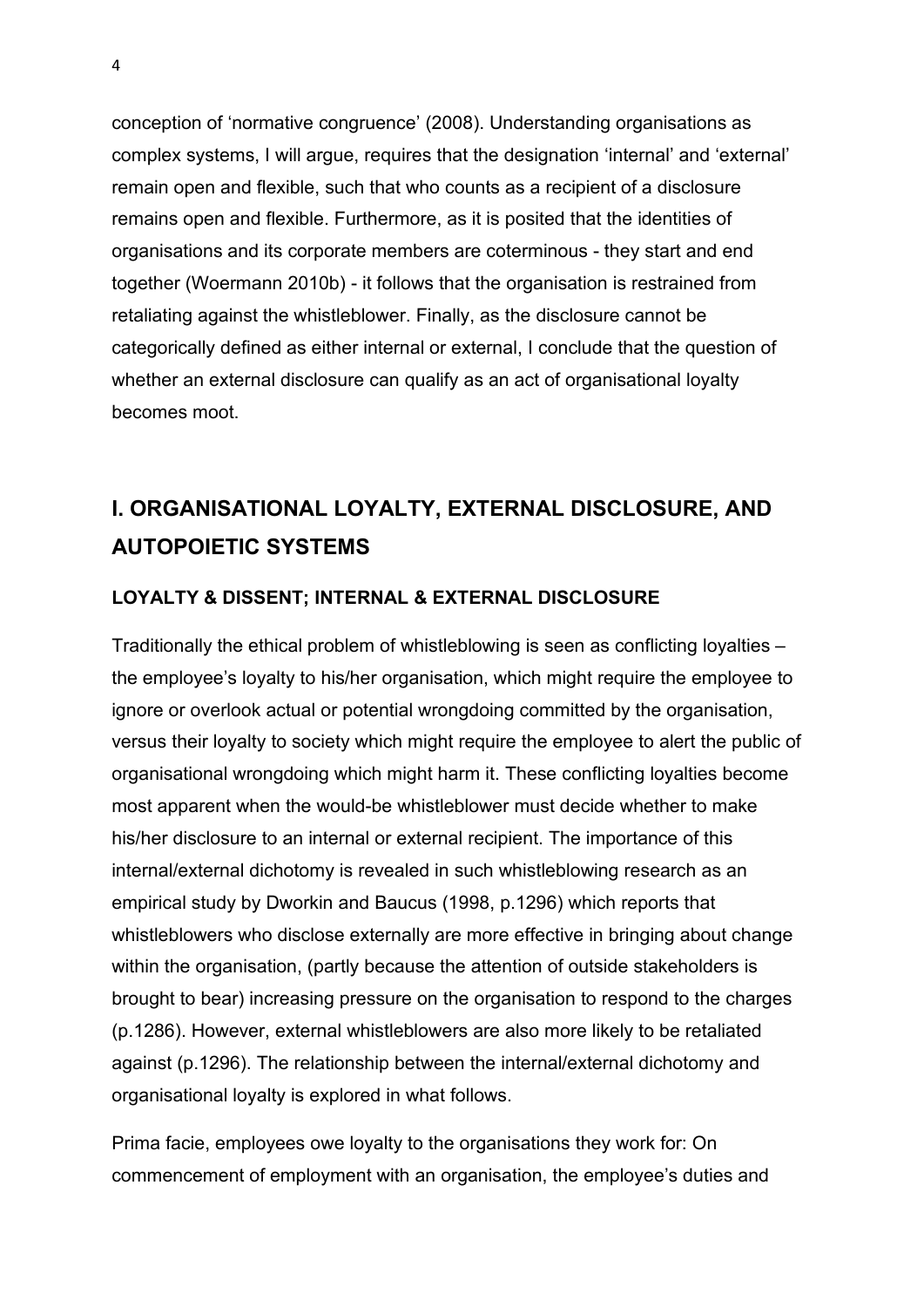conception of 'normative congruence' (2008). Understanding organisations as complex systems, I will argue, requires that the designation 'internal' and 'external' remain open and flexible, such that who counts as a recipient of a disclosure remains open and flexible. Furthermore, as it is posited that the identities of organisations and its corporate members are coterminous - they start and end together (Woermann 2010b) - it follows that the organisation is restrained from retaliating against the whistleblower. Finally, as the disclosure cannot be categorically defined as either internal or external, I conclude that the question of whether an external disclosure can qualify as an act of organisational loyalty becomes moot.

## I. ORGANISATIONAL LOYALTY, EXTERNAL DISCLOSURE, AND AUTOPOIETIC SYSTEMS

### LOYALTY & DISSENT; INTERNAL & EXTERNAL DISCLOSURE

Traditionally the ethical problem of whistleblowing is seen as conflicting loyalties – the employee's loyalty to his/her organisation, which might require the employee to ignore or overlook actual or potential wrongdoing committed by the organisation, versus their loyalty to society which might require the employee to alert the public of organisational wrongdoing which might harm it. These conflicting loyalties become most apparent when the would-be whistleblower must decide whether to make his/her disclosure to an internal or external recipient. The importance of this internal/external dichotomy is revealed in such whistleblowing research as an empirical study by Dworkin and Baucus (1998, p.1296) which reports that whistleblowers who disclose externally are more effective in bringing about change within the organisation, (partly because the attention of outside stakeholders is brought to bear) increasing pressure on the organisation to respond to the charges (p.1286). However, external whistleblowers are also more likely to be retaliated against (p.1296). The relationship between the internal/external dichotomy and organisational loyalty is explored in what follows.

Prima facie, employees owe loyalty to the organisations they work for: On commencement of employment with an organisation, the employee's duties and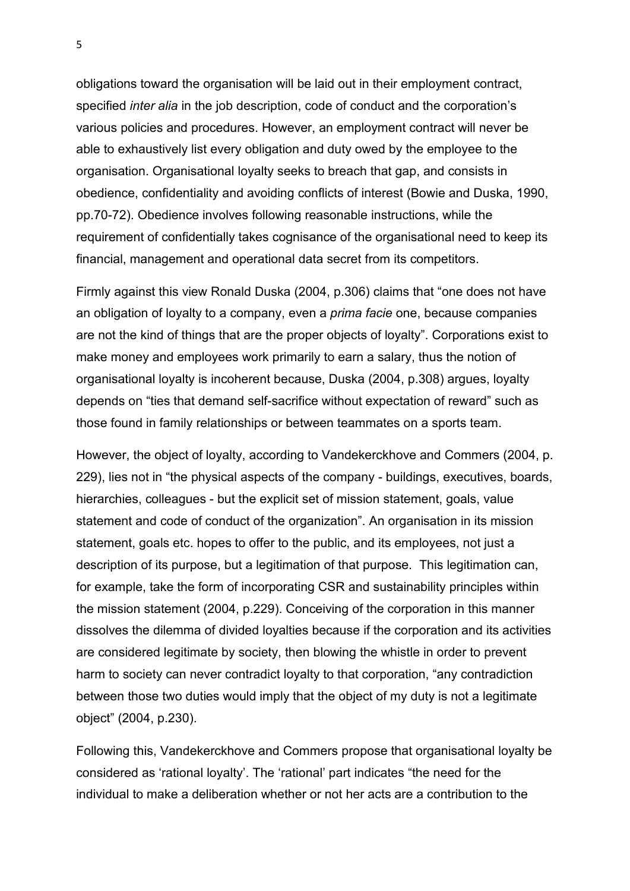obligations toward the organisation will be laid out in their employment contract, specified *inter alia* in the job description, code of conduct and the corporation's various policies and procedures. However, an employment contract will never be able to exhaustively list every obligation and duty owed by the employee to the organisation. Organisational loyalty seeks to breach that gap, and consists in obedience, confidentiality and avoiding conflicts of interest (Bowie and Duska, 1990, pp.70-72). Obedience involves following reasonable instructions, while the requirement of confidentially takes cognisance of the organisational need to keep its financial, management and operational data secret from its competitors.

Firmly against this view Ronald Duska (2004, p.306) claims that "one does not have an obligation of loyalty to a company, even a *prima facie* one, because companies are not the kind of things that are the proper objects of loyalty". Corporations exist to make money and employees work primarily to earn a salary, thus the notion of organisational loyalty is incoherent because, Duska (2004, p.308) argues, loyalty depends on "ties that demand self-sacrifice without expectation of reward" such as those found in family relationships or between teammates on a sports team.

However, the object of loyalty, according to Vandekerckhove and Commers (2004, p. 229), lies not in "the physical aspects of the company - buildings, executives, boards, hierarchies, colleagues - but the explicit set of mission statement, goals, value statement and code of conduct of the organization". An organisation in its mission statement, goals etc. hopes to offer to the public, and its employees, not just a description of its purpose, but a legitimation of that purpose. This legitimation can, for example, take the form of incorporating CSR and sustainability principles within the mission statement (2004, p.229). Conceiving of the corporation in this manner dissolves the dilemma of divided loyalties because if the corporation and its activities are considered legitimate by society, then blowing the whistle in order to prevent harm to society can never contradict loyalty to that corporation, "any contradiction between those two duties would imply that the object of my duty is not a legitimate object" (2004, p.230).

Following this, Vandekerckhove and Commers propose that organisational loyalty be considered as 'rational loyalty'. The 'rational' part indicates "the need for the individual to make a deliberation whether or not her acts are a contribution to the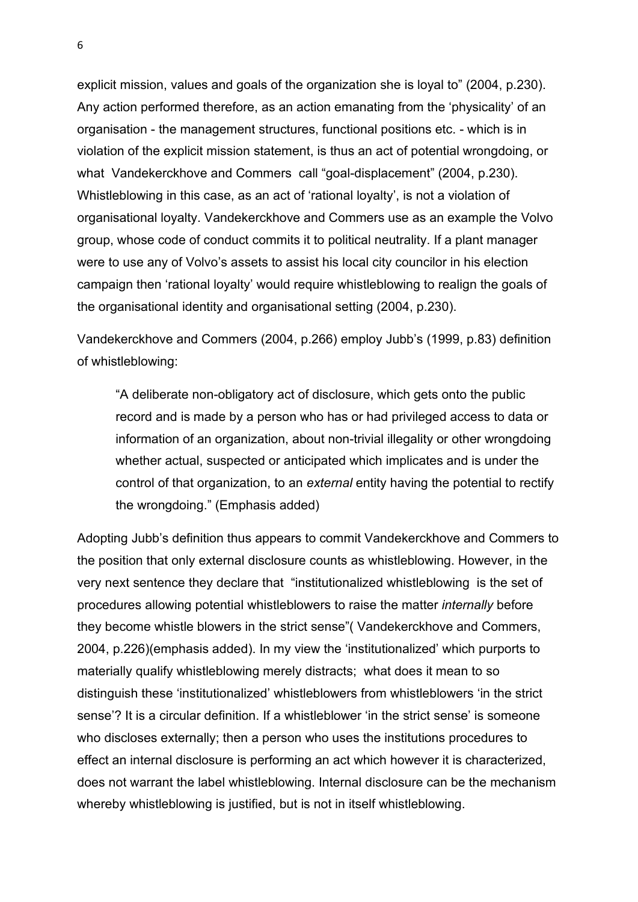explicit mission, values and goals of the organization she is loyal to" (2004, p.230). Any action performed therefore, as an action emanating from the 'physicality' of an organisation - the management structures, functional positions etc. - which is in violation of the explicit mission statement, is thus an act of potential wrongdoing, or what Vandekerckhove and Commers call "goal-displacement" (2004, p.230). Whistleblowing in this case, as an act of 'rational loyalty', is not a violation of organisational loyalty. Vandekerckhove and Commers use as an example the Volvo group, whose code of conduct commits it to political neutrality. If a plant manager were to use any of Volvo's assets to assist his local city councilor in his election campaign then 'rational loyalty' would require whistleblowing to realign the goals of the organisational identity and organisational setting (2004, p.230).

Vandekerckhove and Commers (2004, p.266) employ Jubb's (1999, p.83) definition of whistleblowing:

> "A deliberate non-obligatory act of disclosure, which gets onto the public record and is made by a person who has or had privileged access to data or information of an organization, about non-trivial illegality or other wrongdoing whether actual, suspected or anticipated which implicates and is under the control of that organization, to an *external* entity having the potential to rectify the wrongdoing." (Emphasis added)

Adopting Jubb's definition thus appears to commit Vandekerckhove and Commers to the position that only external disclosure counts as whistleblowing. However, in the very next sentence they declare that "institutionalized whistleblowing is the set of procedures allowing potential whistleblowers to raise the matter *internally* before they become whistle blowers in the strict sense"( Vandekerckhove and Commers, 2004, p.226)(emphasis added). In my view the 'institutionalized' which purports to materially qualify whistleblowing merely distracts; what does it mean to so distinguish these 'institutionalized' whistleblowers from whistleblowers 'in the strict sense'? It is a circular definition. If a whistleblower 'in the strict sense' is someone who discloses externally; then a person who uses the institutions procedures to effect an internal disclosure is performing an act which however it is characterized, does not warrant the label whistleblowing. Internal disclosure can be the mechanism whereby whistleblowing is justified, but is not in itself whistleblowing.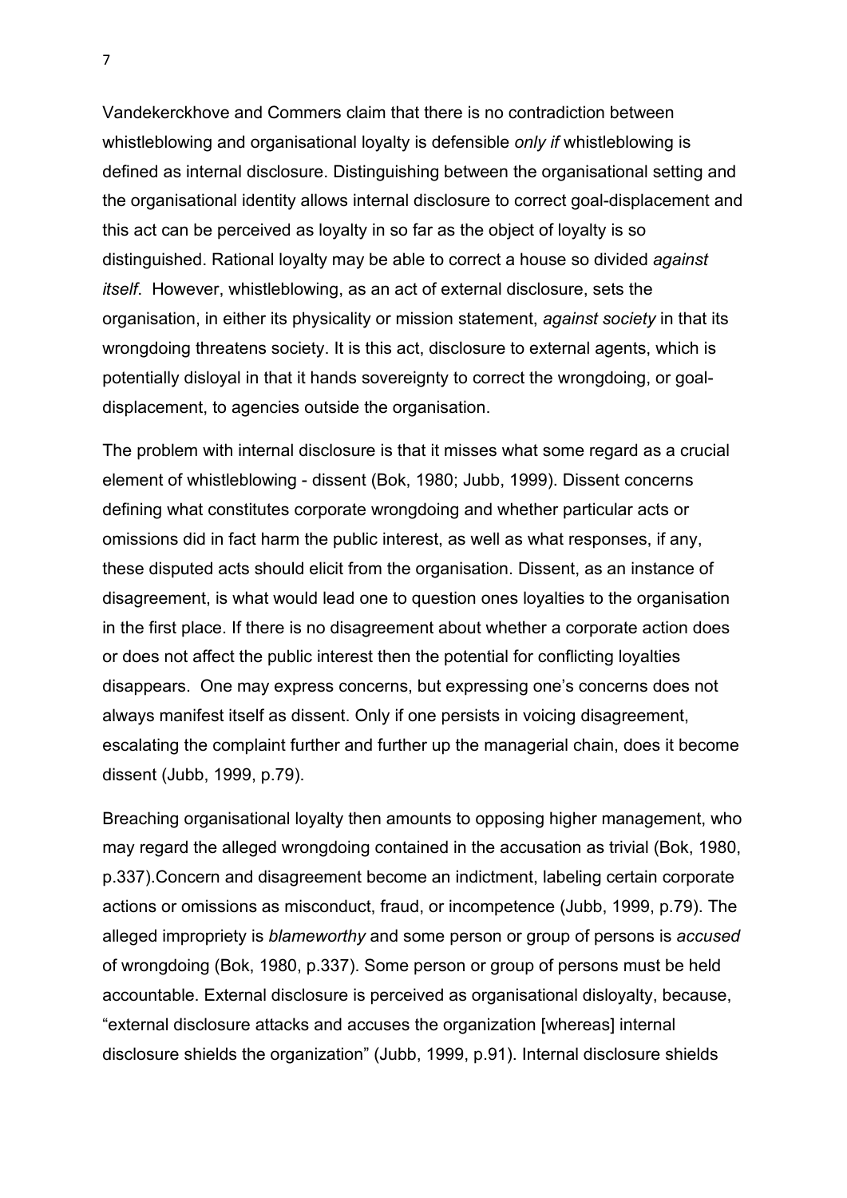Vandekerckhove and Commers claim that there is no contradiction between whistleblowing and organisational loyalty is defensible *only if* whistleblowing is defined as internal disclosure. Distinguishing between the organisational setting and the organisational identity allows internal disclosure to correct goal-displacement and this act can be perceived as loyalty in so far as the object of loyalty is so distinguished. Rational loyalty may be able to correct a house so divided *against itself*. However, whistleblowing, as an act of external disclosure, sets the organisation, in either its physicality or mission statement, *against society* in that its wrongdoing threatens society. It is this act, disclosure to external agents, which is potentially disloyal in that it hands sovereignty to correct the wrongdoing, or goal-displacement, to agencies outside the organisation.

The problem with internal disclosure is that it misses what some regard as a crucial element of whistleblowing - dissent (Bok, 1980; Jubb, 1999). Dissent concerns defining what constitutes corporate wrongdoing and whether particular acts or omissions did in fact harm the public interest, as well as what responses, if any, these disputed acts should elicit from the organisation. Dissent, as an instance of disagreement, is what would lead one to question ones loyalties to the organisation in the first place. If there is no disagreement about whether a corporate action does or does not affect the public interest then the potential for conflicting loyalties disappears. One may express concerns, but expressing one's concerns does not always manifest itself as dissent. Only if one persists in voicing disagreement, escalating the complaint further and further up the managerial chain, does it become dissent (Jubb, 1999, p.79).

Breaching organisational loyalty then amounts to opposing higher management, who may regard the alleged wrongdoing contained in the accusation as trivial (Bok, 1980, p.337).Concern and disagreement become an indictment, labeling certain corporate actions or omissions as misconduct, fraud, or incompetence (Jubb, 1999, p.79). The alleged impropriety is *blameworthy* and some person or group of persons is *accused* of wrongdoing (Bok, 1980, p.337). Some person or group of persons must be held accountable. External disclosure is perceived as organisational disloyalty, because, "external disclosure attacks and accuses the organization [whereas] internal disclosure shields the organization" (Jubb, 1999, p.91). Internal disclosure shields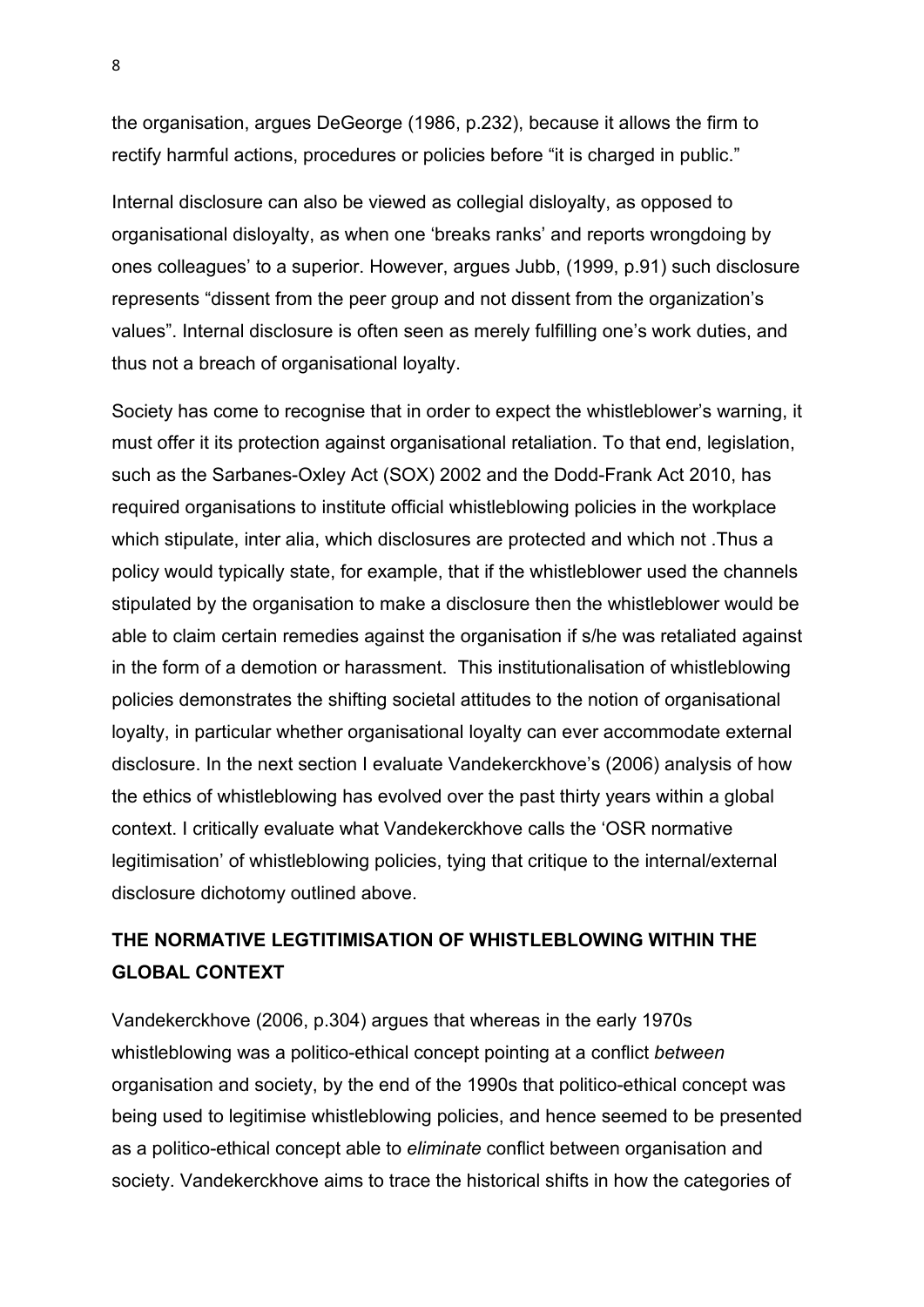the organisation, argues DeGeorge (1986, p.232), because it allows the firm to rectify harmful actions, procedures or policies before "it is charged in public."

Internal disclosure can also be viewed as collegial disloyalty, as opposed to organisational disloyalty, as when one 'breaks ranks' and reports wrongdoing by ones colleagues' to a superior. However, argues Jubb, (1999, p.91) such disclosure represents "dissent from the peer group and not dissent from the organization's values". Internal disclosure is often seen as merely fulfilling one's work duties, and thus not a breach of organisational loyalty.

Society has come to recognise that in order to expect the whistleblower's warning, it must offer it its protection against organisational retaliation. To that end, legislation, such as the Sarbanes-Oxley Act (SOX) 2002 and the Dodd-Frank Act 2010, has required organisations to institute official whistleblowing policies in the workplace which stipulate, inter alia, which disclosures are protected and which not .Thus a policy would typically state, for example, that if the whistleblower used the channels stipulated by the organisation to make a disclosure then the whistleblower would be able to claim certain remedies against the organisation if s/he was retaliated against in the form of a demotion or harassment. This institutionalisation of whistleblowing policies demonstrates the shifting societal attitudes to the notion of organisational loyalty, in particular whether organisational loyalty can ever accommodate external disclosure. In the next section I evaluate Vandekerckhove's (2006) analysis of how the ethics of whistleblowing has evolved over the past thirty years within a global context. I critically evaluate what Vandekerckhove calls the 'OSR normative legitimisation' of whistleblowing policies, tying that critique to the internal/external disclosure dichotomy outlined above.

## THE NORMATIVE LEGTITIMISATION OF WHISTLEBLOWING WITHIN THE GLOBAL CONTEXT

Vandekerckhove (2006, p.304) argues that whereas in the early 1970s whistleblowing was a politico-ethical concept pointing at a conflict *between* organisation and society, by the end of the 1990s that politico-ethical concept was being used to legitimise whistleblowing policies, and hence seemed to be presented as a politico-ethical concept able to *eliminate* conflict between organisation and society. Vandekerckhove aims to trace the historical shifts in how the categories of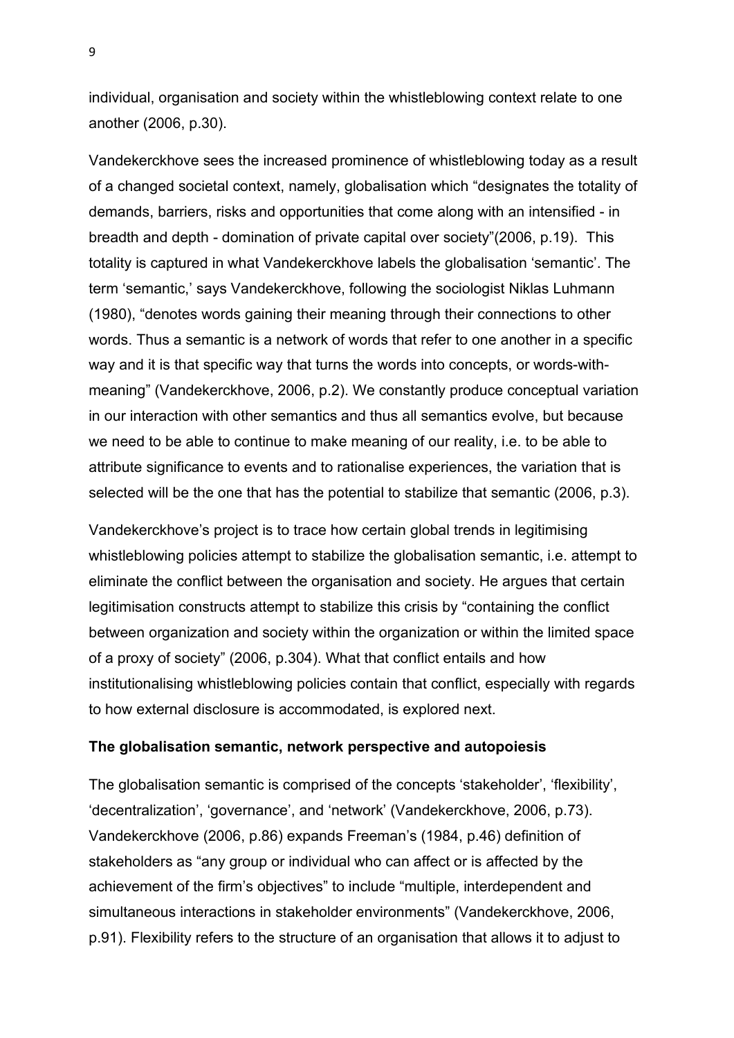individual, organisation and society within the whistleblowing context relate to one another (2006, p.30).

Vandekerckhove sees the increased prominence of whistleblowing today as a result of a changed societal context, namely, globalisation which "designates the totality of demands, barriers, risks and opportunities that come along with an intensified - in breadth and depth - domination of private capital over society"(2006, p.19). This totality is captured in what Vandekerckhove labels the globalisation 'semantic'. The term 'semantic,' says Vandekerckhove, following the sociologist Niklas Luhmann (1980), "denotes words gaining their meaning through their connections to other words. Thus a semantic is a network of words that refer to one another in a specific way and it is that specific way that turns the words into concepts, or words-with-meaning" (Vandekerckhove, 2006, p.2). We constantly produce conceptual variation in our interaction with other semantics and thus all semantics evolve, but because we need to be able to continue to make meaning of our reality, i.e. to be able to attribute significance to events and to rationalise experiences, the variation that is selected will be the one that has the potential to stabilize that semantic (2006, p.3).

Vandekerckhove's project is to trace how certain global trends in legitimising whistleblowing policies attempt to stabilize the globalisation semantic, i.e. attempt to eliminate the conflict between the organisation and society. He argues that certain legitimisation constructs attempt to stabilize this crisis by "containing the conflict between organization and society within the organization or within the limited space of a proxy of society" (2006, p.304). What that conflict entails and how institutionalising whistleblowing policies contain that conflict, especially with regards to how external disclosure is accommodated, is explored next.

### The globalisation semantic, network perspective and autopoiesis

The globalisation semantic is comprised of the concepts 'stakeholder', 'flexibility', 'decentralization', 'governance', and 'network' (Vandekerckhove, 2006, p.73). Vandekerckhove (2006, p.86) expands Freeman's (1984, p.46) definition of stakeholders as "any group or individual who can affect or is affected by the achievement of the firm's objectives" to include "multiple, interdependent and simultaneous interactions in stakeholder environments" (Vandekerckhove, 2006, p.91). Flexibility refers to the structure of an organisation that allows it to adjust to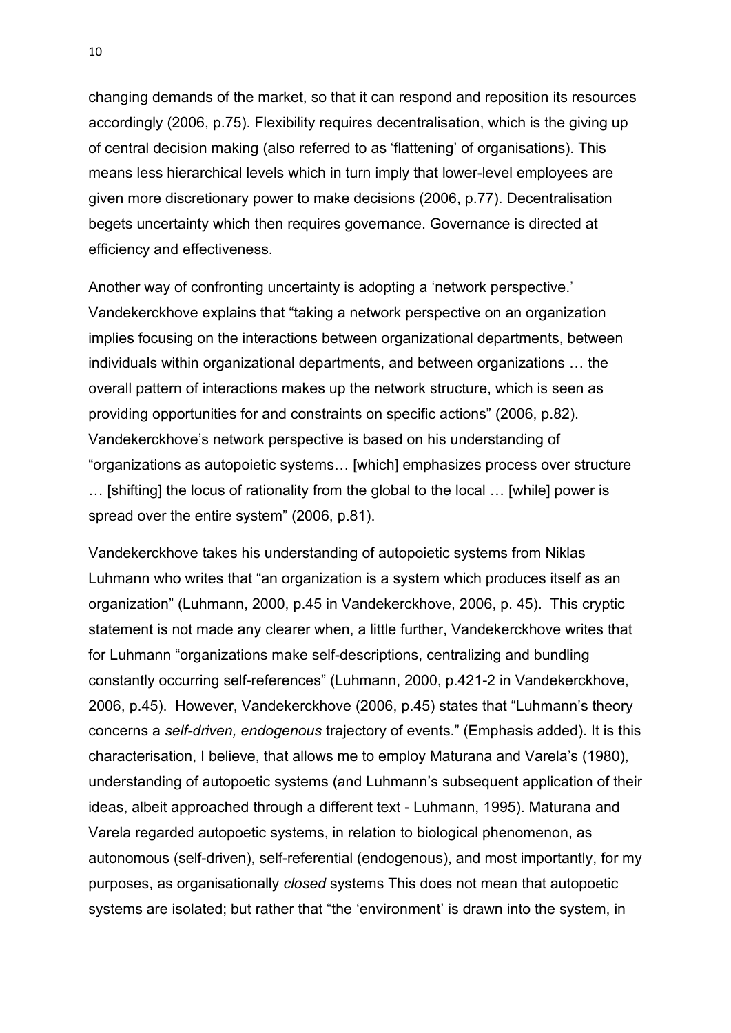changing demands of the market, so that it can respond and reposition its resources accordingly (2006, p.75). Flexibility requires decentralisation, which is the giving up of central decision making (also referred to as 'flattening' of organisations). This means less hierarchical levels which in turn imply that lower-level employees are given more discretionary power to make decisions (2006, p.77). Decentralisation begets uncertainty which then requires governance. Governance is directed at efficiency and effectiveness.

Another way of confronting uncertainty is adopting a 'network perspective.' Vandekerckhove explains that "taking a network perspective on an organization implies focusing on the interactions between organizational departments, between individuals within organizational departments, and between organizations … the overall pattern of interactions makes up the network structure, which is seen as providing opportunities for and constraints on specific actions" (2006, p.82). Vandekerckhove's network perspective is based on his understanding of "organizations as autopoietic systems… [which] emphasizes process over structure … [shifting] the locus of rationality from the global to the local … [while] power is spread over the entire system" (2006, p.81).

Vandekerckhove takes his understanding of autopoietic systems from Niklas Luhmann who writes that "an organization is a system which produces itself as an organization" (Luhmann, 2000, p.45 in Vandekerckhove, 2006, p. 45). This cryptic statement is not made any clearer when, a little further, Vandekerckhove writes that for Luhmann "organizations make self-descriptions, centralizing and bundling constantly occurring self-references" (Luhmann, 2000, p.421-2 in Vandekerckhove, 2006, p.45). However, Vandekerckhove (2006, p.45) states that "Luhmann's theory concerns a *self-driven, endogenous* trajectory of events." (Emphasis added). It is this characterisation, I believe, that allows me to employ Maturana and Varela's (1980), understanding of autopoetic systems (and Luhmann's subsequent application of their ideas, albeit approached through a different text - Luhmann, 1995). Maturana and Varela regarded autopoetic systems, in relation to biological phenomenon, as autonomous (self-driven), self-referential (endogenous), and most importantly, for my purposes, as organisationally *closed* systems This does not mean that autopoetic systems are isolated; but rather that "the 'environment' is drawn into the system, in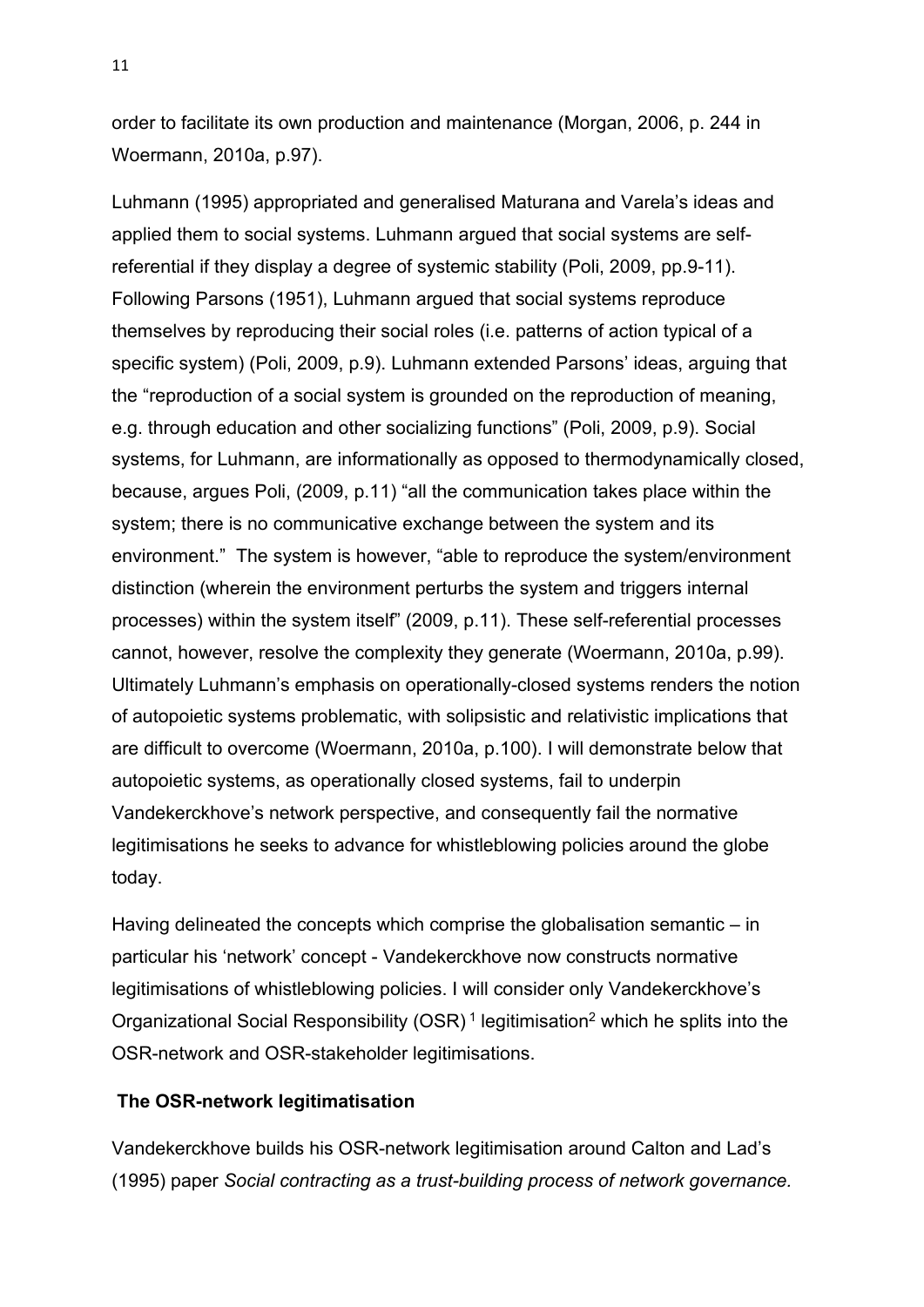order to facilitate its own production and maintenance (Morgan, 2006, p. 244 in Woermann, 2010a, p.97).

Luhmann (1995) appropriated and generalised Maturana and Varela's ideas and applied them to social systems. Luhmann argued that social systems are self-referential if they display a degree of systemic stability (Poli, 2009, pp.9-11). Following Parsons (1951), Luhmann argued that social systems reproduce themselves by reproducing their social roles (i.e. patterns of action typical of a specific system) (Poli, 2009, p.9). Luhmann extended Parsons' ideas, arguing that the "reproduction of a social system is grounded on the reproduction of meaning, e.g. through education and other socializing functions" (Poli, 2009, p.9). Social systems, for Luhmann, are informationally as opposed to thermodynamically closed, because, argues Poli, (2009, p.11) "all the communication takes place within the system; there is no communicative exchange between the system and its environment." The system is however, "able to reproduce the system/environment distinction (wherein the environment perturbs the system and triggers internal processes) within the system itself" (2009, p.11). These self-referential processes cannot, however, resolve the complexity they generate (Woermann, 2010a, p.99). Ultimately Luhmann's emphasis on operationally-closed systems renders the notion of autopoietic systems problematic, with solipsistic and relativistic implications that are difficult to overcome (Woermann, 2010a, p.100). I will demonstrate below that autopoietic systems, as operationally closed systems, fail to underpin Vandekerckhove's network perspective, and consequently fail the normative legitimisations he seeks to advance for whistleblowing policies around the globe today.

Having delineated the concepts which comprise the globalisation semantic – in particular his 'network' concept - Vandekerckhove now constructs normative legitimisations of whistleblowing policies. I will consider only Vandekerckhove's Organizational Social Responsibility (OSR) [1] legitimisation[2] which he splits into the OSR-network and OSR-stakeholder legitimisations.

## The OSR-network legitimatisation

Vandekerckhove builds his OSR-network legitimisation around Calton and Lad's (1995) paper *Social contracting as a trust-building process of network governance.*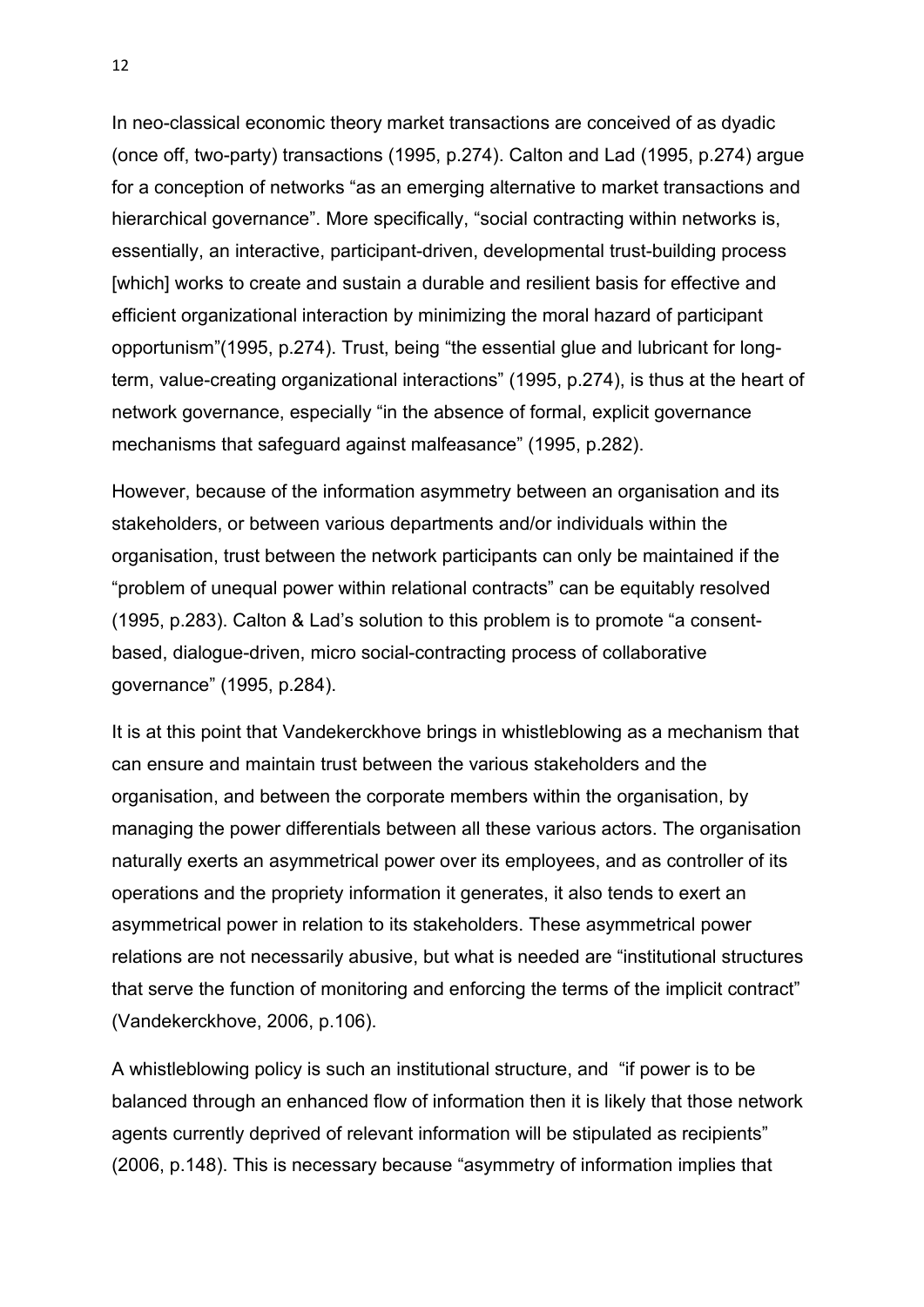In neo-classical economic theory market transactions are conceived of as dyadic (once off, two-party) transactions (1995, p.274). Calton and Lad (1995, p.274) argue for a conception of networks "as an emerging alternative to market transactions and hierarchical governance". More specifically, "social contracting within networks is, essentially, an interactive, participant-driven, developmental trust-building process [which] works to create and sustain a durable and resilient basis for effective and efficient organizational interaction by minimizing the moral hazard of participant opportunism"(1995, p.274). Trust, being "the essential glue and lubricant for long-term, value-creating organizational interactions" (1995, p.274), is thus at the heart of network governance, especially "in the absence of formal, explicit governance mechanisms that safeguard against malfeasance" (1995, p.282).

However, because of the information asymmetry between an organisation and its stakeholders, or between various departments and/or individuals within the organisation, trust between the network participants can only be maintained if the "problem of unequal power within relational contracts" can be equitably resolved (1995, p.283). Calton & Lad's solution to this problem is to promote "a consent-based, dialogue-driven, micro social-contracting process of collaborative governance" (1995, p.284).

It is at this point that Vandekerckhove brings in whistleblowing as a mechanism that can ensure and maintain trust between the various stakeholders and the organisation, and between the corporate members within the organisation, by managing the power differentials between all these various actors. The organisation naturally exerts an asymmetrical power over its employees, and as controller of its operations and the propriety information it generates, it also tends to exert an asymmetrical power in relation to its stakeholders. These asymmetrical power relations are not necessarily abusive, but what is needed are "institutional structures that serve the function of monitoring and enforcing the terms of the implicit contract" (Vandekerckhove, 2006, p.106).

A whistleblowing policy is such an institutional structure, and "if power is to be balanced through an enhanced flow of information then it is likely that those network agents currently deprived of relevant information will be stipulated as recipients" (2006, p.148). This is necessary because "asymmetry of information implies that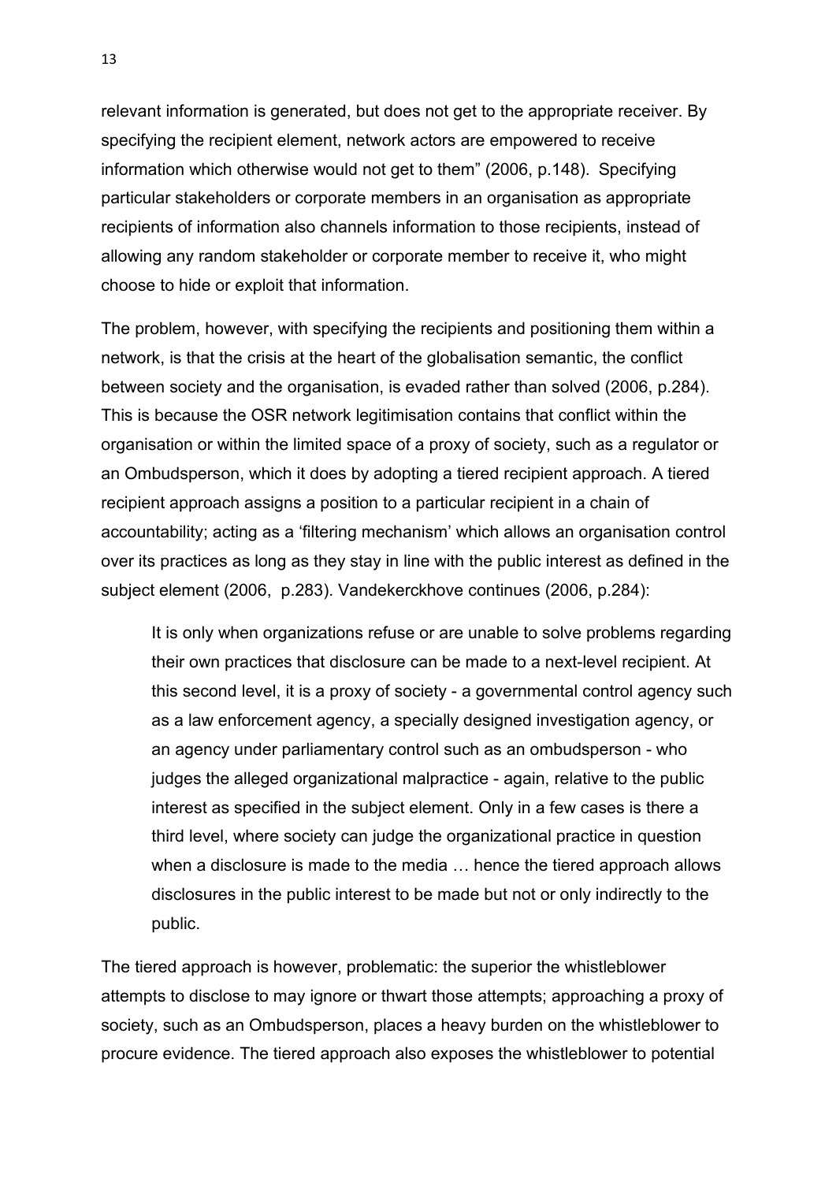relevant information is generated, but does not get to the appropriate receiver. By specifying the recipient element, network actors are empowered to receive information which otherwise would not get to them" (2006, p.148). Specifying particular stakeholders or corporate members in an organisation as appropriate recipients of information also channels information to those recipients, instead of allowing any random stakeholder or corporate member to receive it, who might choose to hide or exploit that information.

The problem, however, with specifying the recipients and positioning them within a network, is that the crisis at the heart of the globalisation semantic, the conflict between society and the organisation, is evaded rather than solved (2006, p.284). This is because the OSR network legitimisation contains that conflict within the organisation or within the limited space of a proxy of society, such as a regulator or an Ombudsperson, which it does by adopting a tiered recipient approach. A tiered recipient approach assigns a position to a particular recipient in a chain of accountability; acting as a 'filtering mechanism' which allows an organisation control over its practices as long as they stay in line with the public interest as defined in the subject element (2006, p.283). Vandekerckhove continues (2006, p.284):

> It is only when organizations refuse or are unable to solve problems regarding their own practices that disclosure can be made to a next-level recipient. At this second level, it is a proxy of society - a governmental control agency such as a law enforcement agency, a specially designed investigation agency, or an agency under parliamentary control such as an ombudsperson - who judges the alleged organizational malpractice - again, relative to the public interest as specified in the subject element. Only in a few cases is there a third level, where society can judge the organizational practice in question when a disclosure is made to the media … hence the tiered approach allows disclosures in the public interest to be made but not or only indirectly to the public.

The tiered approach is however, problematic: the superior the whistleblower attempts to disclose to may ignore or thwart those attempts; approaching a proxy of society, such as an Ombudsperson, places a heavy burden on the whistleblower to procure evidence. The tiered approach also exposes the whistleblower to potential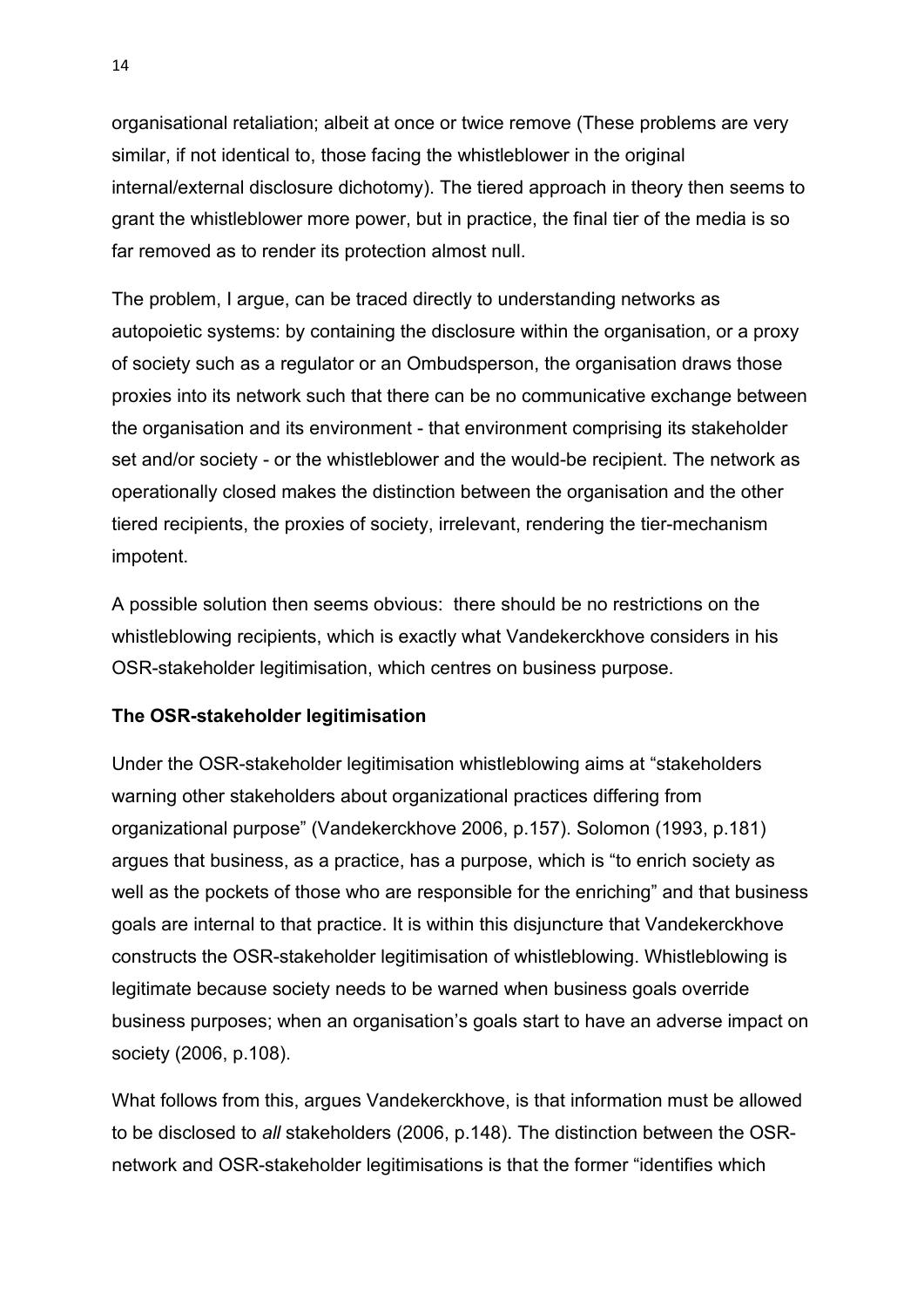organisational retaliation; albeit at once or twice remove (These problems are very similar, if not identical to, those facing the whistleblower in the original internal/external disclosure dichotomy). The tiered approach in theory then seems to grant the whistleblower more power, but in practice, the final tier of the media is so far removed as to render its protection almost null.

The problem, I argue, can be traced directly to understanding networks as autopoietic systems: by containing the disclosure within the organisation, or a proxy of society such as a regulator or an Ombudsperson, the organisation draws those proxies into its network such that there can be no communicative exchange between the organisation and its environment - that environment comprising its stakeholder set and/or society - or the whistleblower and the would-be recipient. The network as operationally closed makes the distinction between the organisation and the other tiered recipients, the proxies of society, irrelevant, rendering the tier-mechanism impotent.

A possible solution then seems obvious: there should be no restrictions on the whistleblowing recipients, which is exactly what Vandekerckhove considers in his OSR-stakeholder legitimisation, which centres on business purpose.

**The OSR-stakeholder legitimisation**

Under the OSR-stakeholder legitimisation whistleblowing aims at "stakeholders warning other stakeholders about organizational practices differing from organizational purpose" (Vandekerckhove 2006, p.157). Solomon (1993, p.181) argues that business, as a practice, has a purpose, which is "to enrich society as well as the pockets of those who are responsible for the enriching" and that business goals are internal to that practice. It is within this disjuncture that Vandekerckhove constructs the OSR-stakeholder legitimisation of whistleblowing. Whistleblowing is legitimate because society needs to be warned when business goals override business purposes; when an organisation's goals start to have an adverse impact on society (2006, p.108).

What follows from this, argues Vandekerckhove, is that information must be allowed to be disclosed to *all* stakeholders (2006, p.148). The distinction between the OSR-network and OSR-stakeholder legitimisations is that the former "identifies which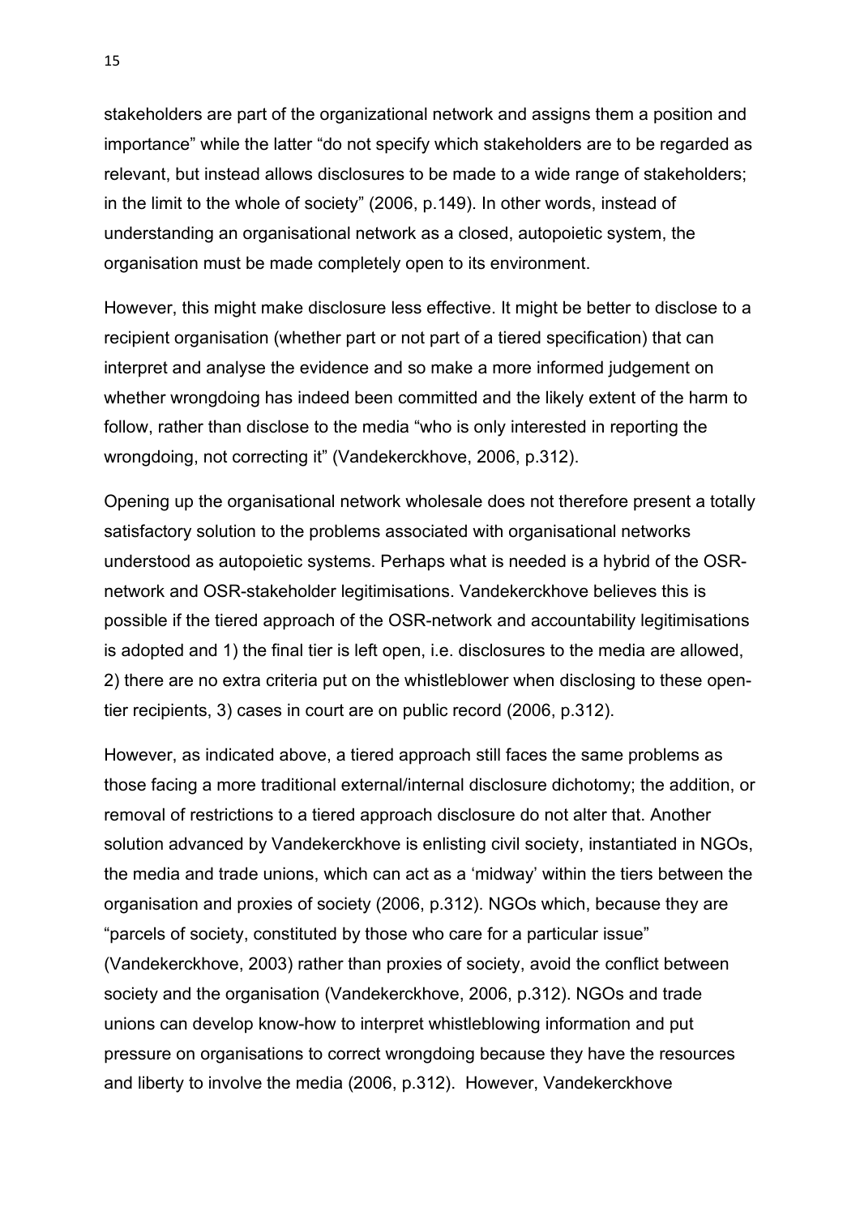stakeholders are part of the organizational network and assigns them a position and importance" while the latter "do not specify which stakeholders are to be regarded as relevant, but instead allows disclosures to be made to a wide range of stakeholders; in the limit to the whole of society" (2006, p.149). In other words, instead of understanding an organisational network as a closed, autopoietic system, the organisation must be made completely open to its environment.

However, this might make disclosure less effective. It might be better to disclose to a recipient organisation (whether part or not part of a tiered specification) that can interpret and analyse the evidence and so make a more informed judgement on whether wrongdoing has indeed been committed and the likely extent of the harm to follow, rather than disclose to the media "who is only interested in reporting the wrongdoing, not correcting it" (Vandekerckhove, 2006, p.312).

Opening up the organisational network wholesale does not therefore present a totally satisfactory solution to the problems associated with organisational networks understood as autopoietic systems. Perhaps what is needed is a hybrid of the OSR-network and OSR-stakeholder legitimisations. Vandekerckhove believes this is possible if the tiered approach of the OSR-network and accountability legitimisations is adopted and 1) the final tier is left open, i.e. disclosures to the media are allowed, 2) there are no extra criteria put on the whistleblower when disclosing to these open-tier recipients, 3) cases in court are on public record (2006, p.312).

However, as indicated above, a tiered approach still faces the same problems as those facing a more traditional external/internal disclosure dichotomy; the addition, or removal of restrictions to a tiered approach disclosure do not alter that. Another solution advanced by Vandekerckhove is enlisting civil society, instantiated in NGOs, the media and trade unions, which can act as a 'midway' within the tiers between the organisation and proxies of society (2006, p.312). NGOs which, because they are "parcels of society, constituted by those who care for a particular issue" (Vandekerckhove, 2003) rather than proxies of society, avoid the conflict between society and the organisation (Vandekerckhove, 2006, p.312). NGOs and trade unions can develop know-how to interpret whistleblowing information and put pressure on organisations to correct wrongdoing because they have the resources and liberty to involve the media (2006, p.312). However, Vandekerckhove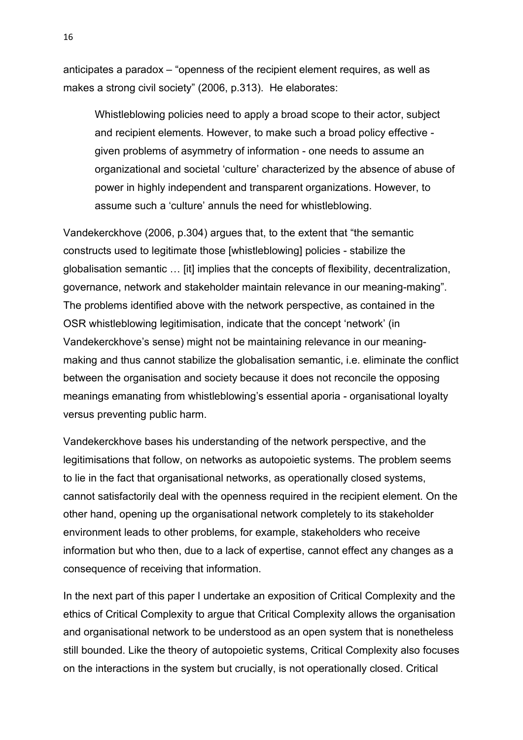anticipates a paradox – “openness of the recipient element requires, as well as makes a strong civil society” (2006, p.313). He elaborates:

> Whistleblowing policies need to apply a broad scope to their actor, subject and recipient elements. However, to make such a broad policy effective - given problems of asymmetry of information - one needs to assume an organizational and societal ‘culture’ characterized by the absence of abuse of power in highly independent and transparent organizations. However, to assume such a ‘culture’ annuls the need for whistleblowing.

Vandekerckhove (2006, p.304) argues that, to the extent that “the semantic constructs used to legitimate those [whistleblowing] policies - stabilize the globalisation semantic … [it] implies that the concepts of flexibility, decentralization, governance, network and stakeholder maintain relevance in our meaning-making”. The problems identified above with the network perspective, as contained in the OSR whistleblowing legitimisation, indicate that the concept ‘network’ (in Vandekerckhove’s sense) might not be maintaining relevance in our meaning-making and thus cannot stabilize the globalisation semantic, i.e. eliminate the conflict between the organisation and society because it does not reconcile the opposing meanings emanating from whistleblowing’s essential aporia - organisational loyalty versus preventing public harm.

Vandekerckhove bases his understanding of the network perspective, and the legitimisations that follow, on networks as autopoietic systems. The problem seems to lie in the fact that organisational networks, as operationally closed systems, cannot satisfactorily deal with the openness required in the recipient element. On the other hand, opening up the organisational network completely to its stakeholder environment leads to other problems, for example, stakeholders who receive information but who then, due to a lack of expertise, cannot effect any changes as a consequence of receiving that information.

In the next part of this paper I undertake an exposition of Critical Complexity and the ethics of Critical Complexity to argue that Critical Complexity allows the organisation and organisational network to be understood as an open system that is nonetheless still bounded. Like the theory of autopoietic systems, Critical Complexity also focuses on the interactions in the system but crucially, is not operationally closed. Critical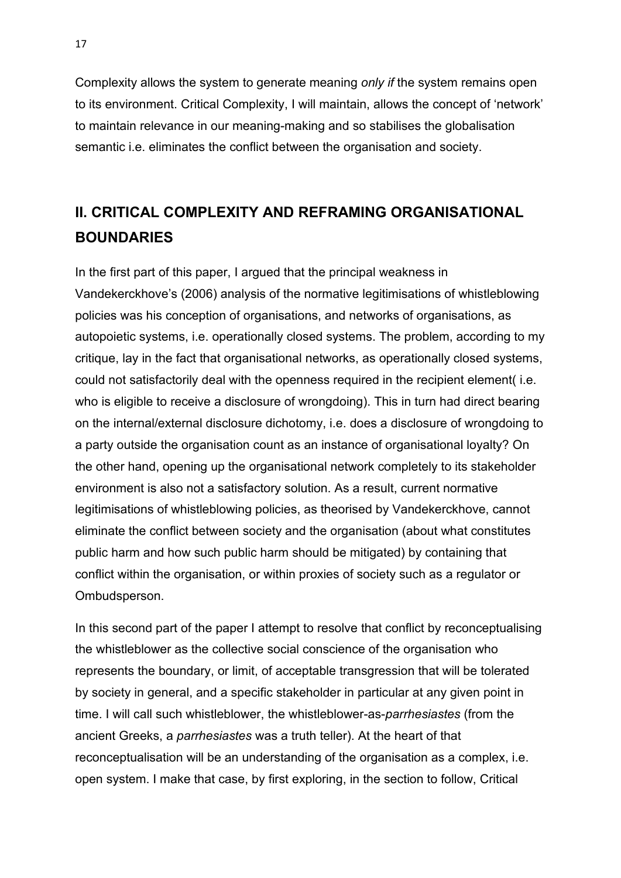Complexity allows the system to generate meaning *only if* the system remains open to its environment. Critical Complexity, I will maintain, allows the concept of 'network' to maintain relevance in our meaning-making and so stabilises the globalisation semantic i.e. eliminates the conflict between the organisation and society.

## II. CRITICAL COMPLEXITY AND REFRAMING ORGANISATIONAL BOUNDARIES

In the first part of this paper, I argued that the principal weakness in Vandekerckhove's (2006) analysis of the normative legitimisations of whistleblowing policies was his conception of organisations, and networks of organisations, as autopoietic systems, i.e. operationally closed systems. The problem, according to my critique, lay in the fact that organisational networks, as operationally closed systems, could not satisfactorily deal with the openness required in the recipient element( i.e. who is eligible to receive a disclosure of wrongdoing). This in turn had direct bearing on the internal/external disclosure dichotomy, i.e. does a disclosure of wrongdoing to a party outside the organisation count as an instance of organisational loyalty? On the other hand, opening up the organisational network completely to its stakeholder environment is also not a satisfactory solution. As a result, current normative legitimisations of whistleblowing policies, as theorised by Vandekerckhove, cannot eliminate the conflict between society and the organisation (about what constitutes public harm and how such public harm should be mitigated) by containing that conflict within the organisation, or within proxies of society such as a regulator or Ombudsperson.

In this second part of the paper I attempt to resolve that conflict by reconceptualising the whistleblower as the collective social conscience of the organisation who represents the boundary, or limit, of acceptable transgression that will be tolerated by society in general, and a specific stakeholder in particular at any given point in time. I will call such whistleblower, the whistleblower-as-*parrhesiastes* (from the ancient Greeks, a *parrhesiastes* was a truth teller). At the heart of that reconceptualisation will be an understanding of the organisation as a complex, i.e. open system. I make that case, by first exploring, in the section to follow, Critical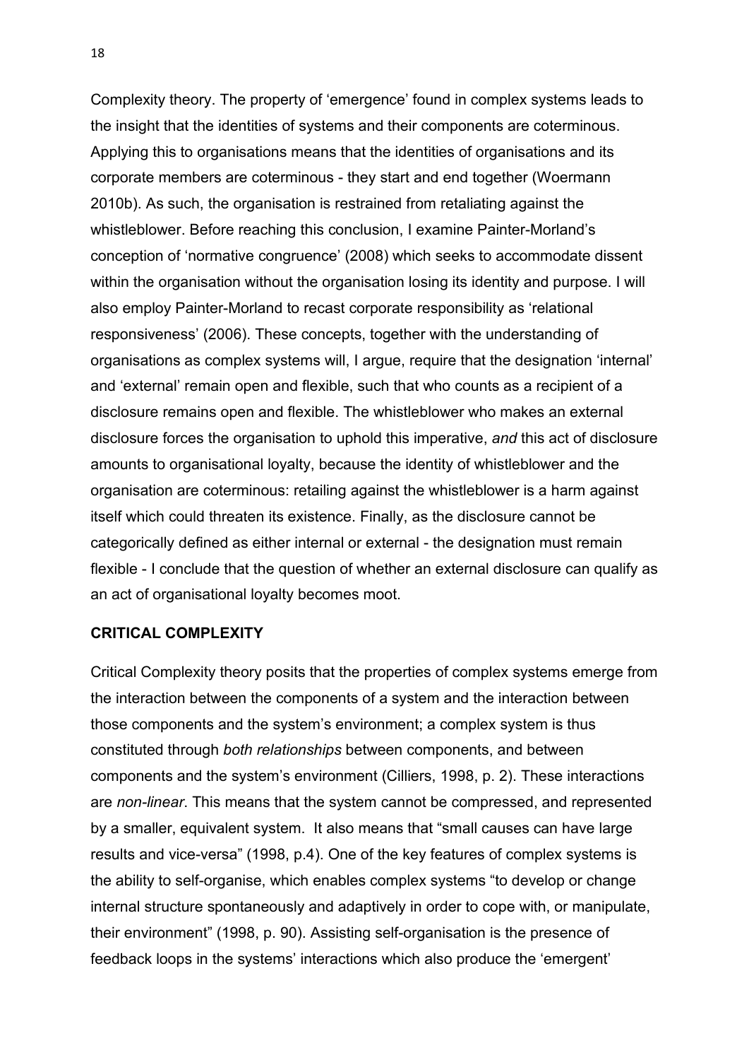Complexity theory. The property of 'emergence' found in complex systems leads to the insight that the identities of systems and their components are coterminous. Applying this to organisations means that the identities of organisations and its corporate members are coterminous - they start and end together (Woermann 2010b). As such, the organisation is restrained from retaliating against the whistleblower. Before reaching this conclusion, I examine Painter-Morland's conception of 'normative congruence' (2008) which seeks to accommodate dissent within the organisation without the organisation losing its identity and purpose. I will also employ Painter-Morland to recast corporate responsibility as 'relational responsiveness' (2006). These concepts, together with the understanding of organisations as complex systems will, I argue, require that the designation 'internal' and 'external' remain open and flexible, such that who counts as a recipient of a disclosure remains open and flexible. The whistleblower who makes an external disclosure forces the organisation to uphold this imperative, *and* this act of disclosure amounts to organisational loyalty, because the identity of whistleblower and the organisation are coterminous: retailing against the whistleblower is a harm against itself which could threaten its existence. Finally, as the disclosure cannot be categorically defined as either internal or external - the designation must remain flexible - I conclude that the question of whether an external disclosure can qualify as an act of organisational loyalty becomes moot.

## CRITICAL COMPLEXITY

Critical Complexity theory posits that the properties of complex systems emerge from the interaction between the components of a system and the interaction between those components and the system's environment; a complex system is thus constituted through *both relationships* between components, and between components and the system's environment (Cilliers, 1998, p. 2). These interactions are *non-linear*. This means that the system cannot be compressed, and represented by a smaller, equivalent system. It also means that "small causes can have large results and vice-versa" (1998, p.4). One of the key features of complex systems is the ability to self-organise, which enables complex systems "to develop or change internal structure spontaneously and adaptively in order to cope with, or manipulate, their environment" (1998, p. 90). Assisting self-organisation is the presence of feedback loops in the systems' interactions which also produce the 'emergent'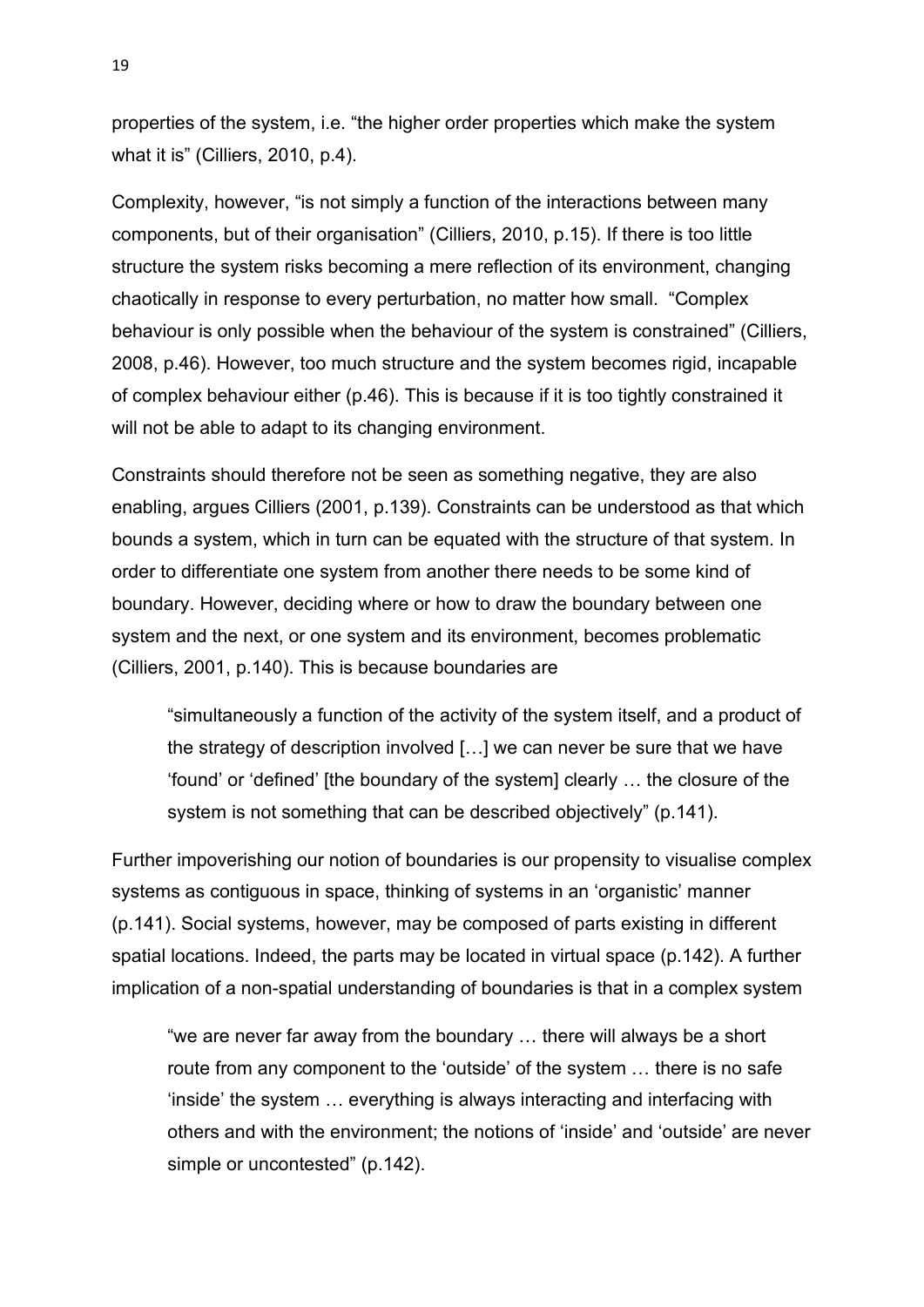properties of the system, i.e. "the higher order properties which make the system what it is" (Cilliers, 2010, p.4).

Complexity, however, "is not simply a function of the interactions between many components, but of their organisation" (Cilliers, 2010, p.15). If there is too little structure the system risks becoming a mere reflection of its environment, changing chaotically in response to every perturbation, no matter how small. "Complex behaviour is only possible when the behaviour of the system is constrained" (Cilliers, 2008, p.46). However, too much structure and the system becomes rigid, incapable of complex behaviour either (p.46). This is because if it is too tightly constrained it will not be able to adapt to its changing environment.

Constraints should therefore not be seen as something negative, they are also enabling, argues Cilliers (2001, p.139). Constraints can be understood as that which bounds a system, which in turn can be equated with the structure of that system. In order to differentiate one system from another there needs to be some kind of boundary. However, deciding where or how to draw the boundary between one system and the next, or one system and its environment, becomes problematic (Cilliers, 2001, p.140). This is because boundaries are

> "simultaneously a function of the activity of the system itself, and a product of the strategy of description involved […] we can never be sure that we have 'found' or 'defined' [the boundary of the system] clearly … the closure of the system is not something that can be described objectively" (p.141).

Further impoverishing our notion of boundaries is our propensity to visualise complex systems as contiguous in space, thinking of systems in an 'organistic' manner (p.141). Social systems, however, may be composed of parts existing in different spatial locations. Indeed, the parts may be located in virtual space (p.142). A further implication of a non-spatial understanding of boundaries is that in a complex system

> "we are never far away from the boundary … there will always be a short route from any component to the 'outside' of the system … there is no safe 'inside' the system … everything is always interacting and interfacing with others and with the environment; the notions of 'inside' and 'outside' are never simple or uncontested" (p.142).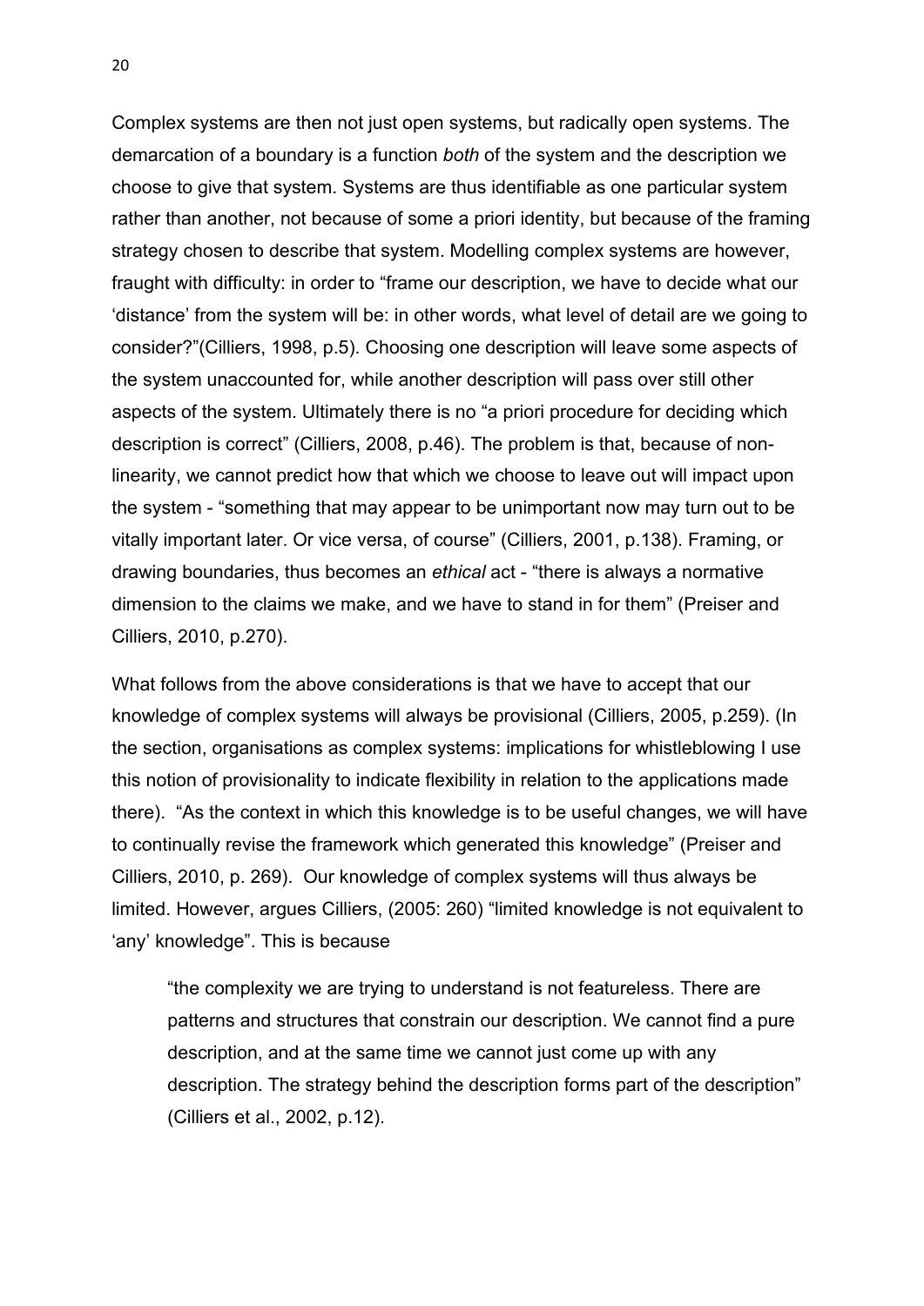Complex systems are then not just open systems, but radically open systems. The demarcation of a boundary is a function *both* of the system and the description we choose to give that system. Systems are thus identifiable as one particular system rather than another, not because of some a priori identity, but because of the framing strategy chosen to describe that system. Modelling complex systems are however, fraught with difficulty: in order to "frame our description, we have to decide what our 'distance' from the system will be: in other words, what level of detail are we going to consider?"(Cilliers, 1998, p.5). Choosing one description will leave some aspects of the system unaccounted for, while another description will pass over still other aspects of the system. Ultimately there is no "a priori procedure for deciding which description is correct" (Cilliers, 2008, p.46). The problem is that, because of non-linearity, we cannot predict how that which we choose to leave out will impact upon the system - "something that may appear to be unimportant now may turn out to be vitally important later. Or vice versa, of course" (Cilliers, 2001, p.138). Framing, or drawing boundaries, thus becomes an *ethical* act - "there is always a normative dimension to the claims we make, and we have to stand in for them" (Preiser and Cilliers, 2010, p.270).

What follows from the above considerations is that we have to accept that our knowledge of complex systems will always be provisional (Cilliers, 2005, p.259). (In the section, organisations as complex systems: implications for whistleblowing I use this notion of provisionality to indicate flexibility in relation to the applications made there). "As the context in which this knowledge is to be useful changes, we will have to continually revise the framework which generated this knowledge" (Preiser and Cilliers, 2010, p. 269). Our knowledge of complex systems will thus always be limited. However, argues Cilliers, (2005: 260) "limited knowledge is not equivalent to 'any' knowledge". This is because

> "the complexity we are trying to understand is not featureless. There are patterns and structures that constrain our description. We cannot find a pure description, and at the same time we cannot just come up with any description. The strategy behind the description forms part of the description" (Cilliers et al., 2002, p.12).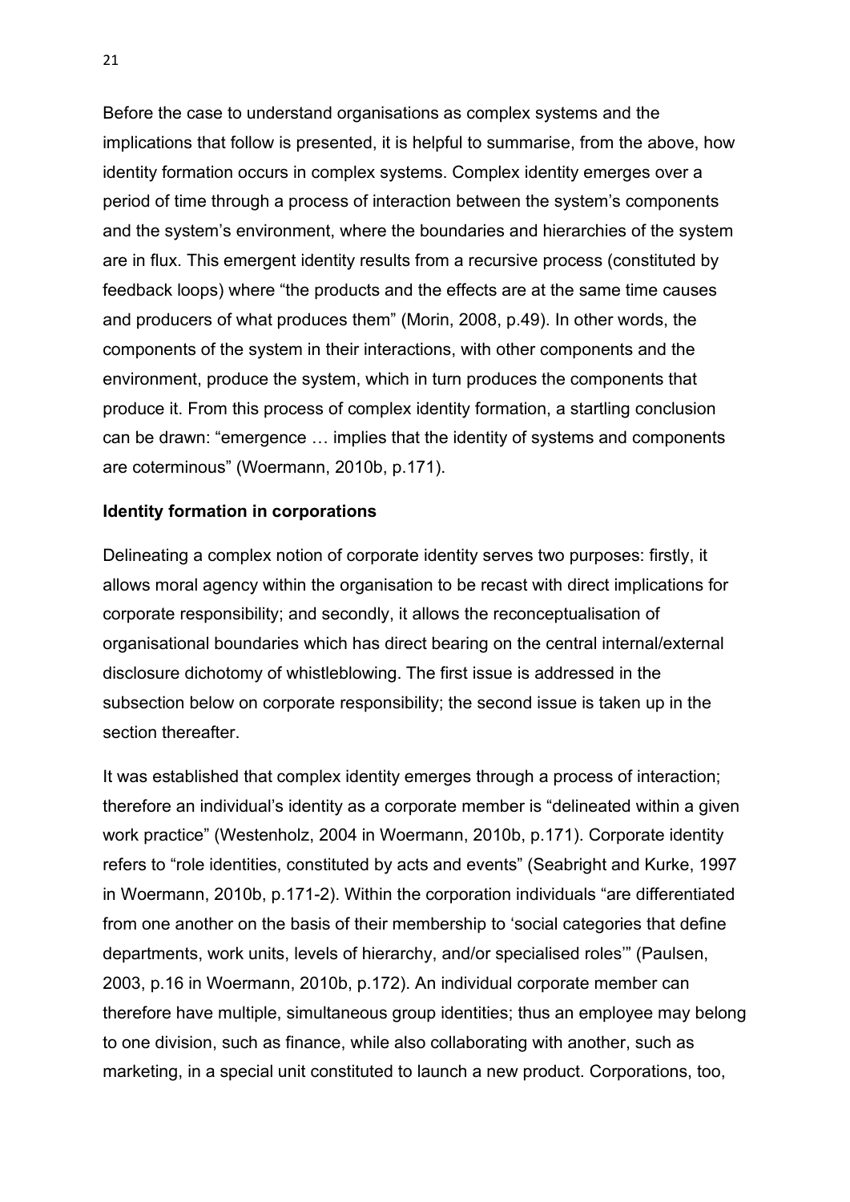Before the case to understand organisations as complex systems and the implications that follow is presented, it is helpful to summarise, from the above, how identity formation occurs in complex systems. Complex identity emerges over a period of time through a process of interaction between the system's components and the system's environment, where the boundaries and hierarchies of the system are in flux. This emergent identity results from a recursive process (constituted by feedback loops) where "the products and the effects are at the same time causes and producers of what produces them" (Morin, 2008, p.49). In other words, the components of the system in their interactions, with other components and the environment, produce the system, which in turn produces the components that produce it. From this process of complex identity formation, a startling conclusion can be drawn: "emergence … implies that the identity of systems and components are coterminous" (Woermann, 2010b, p.171).

**Identity formation in corporations**

Delineating a complex notion of corporate identity serves two purposes: firstly, it allows moral agency within the organisation to be recast with direct implications for corporate responsibility; and secondly, it allows the reconceptualisation of organisational boundaries which has direct bearing on the central internal/external disclosure dichotomy of whistleblowing. The first issue is addressed in the subsection below on corporate responsibility; the second issue is taken up in the section thereafter.

It was established that complex identity emerges through a process of interaction; therefore an individual's identity as a corporate member is "delineated within a given work practice" (Westenholz, 2004 in Woermann, 2010b, p.171). Corporate identity refers to "role identities, constituted by acts and events" (Seabright and Kurke, 1997 in Woermann, 2010b, p.171-2). Within the corporation individuals "are differentiated from one another on the basis of their membership to 'social categories that define departments, work units, levels of hierarchy, and/or specialised roles'" (Paulsen, 2003, p.16 in Woermann, 2010b, p.172). An individual corporate member can therefore have multiple, simultaneous group identities; thus an employee may belong to one division, such as finance, while also collaborating with another, such as marketing, in a special unit constituted to launch a new product. Corporations, too,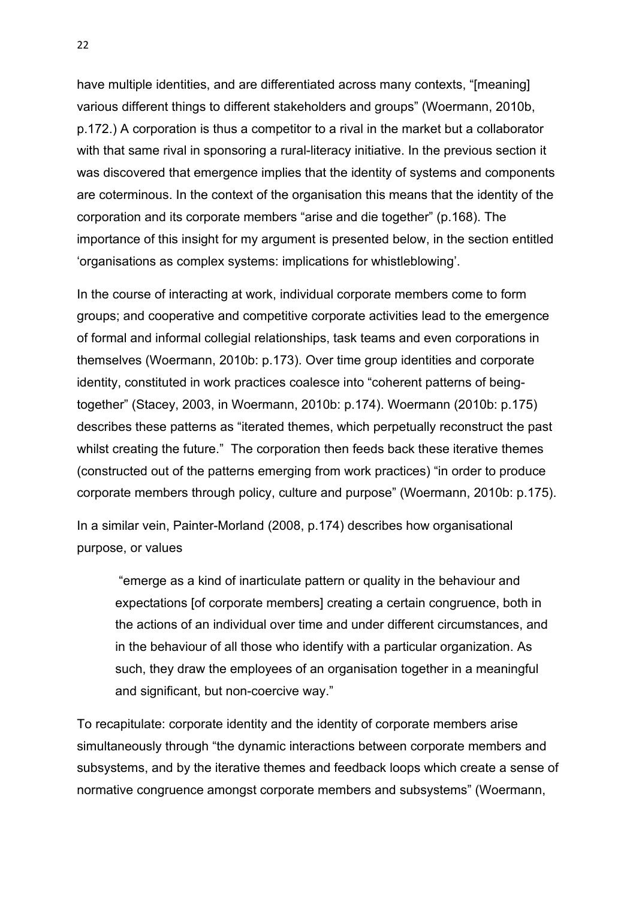have multiple identities, and are differentiated across many contexts, "[meaning] various different things to different stakeholders and groups" (Woermann, 2010b, p.172.) A corporation is thus a competitor to a rival in the market but a collaborator with that same rival in sponsoring a rural-literacy initiative. In the previous section it was discovered that emergence implies that the identity of systems and components are coterminous. In the context of the organisation this means that the identity of the corporation and its corporate members "arise and die together" (p.168). The importance of this insight for my argument is presented below, in the section entitled 'organisations as complex systems: implications for whistleblowing'.

In the course of interacting at work, individual corporate members come to form groups; and cooperative and competitive corporate activities lead to the emergence of formal and informal collegial relationships, task teams and even corporations in themselves (Woermann, 2010b: p.173). Over time group identities and corporate identity, constituted in work practices coalesce into "coherent patterns of being-together" (Stacey, 2003, in Woermann, 2010b: p.174). Woermann (2010b: p.175) describes these patterns as "iterated themes, which perpetually reconstruct the past whilst creating the future." The corporation then feeds back these iterative themes (constructed out of the patterns emerging from work practices) "in order to produce corporate members through policy, culture and purpose" (Woermann, 2010b: p.175).

In a similar vein, Painter-Morland (2008, p.174) describes how organisational purpose, or values

> "emerge as a kind of inarticulate pattern or quality in the behaviour and expectations [of corporate members] creating a certain congruence, both in the actions of an individual over time and under different circumstances, and in the behaviour of all those who identify with a particular organization. As such, they draw the employees of an organisation together in a meaningful and significant, but non-coercive way."

To recapitulate: corporate identity and the identity of corporate members arise simultaneously through "the dynamic interactions between corporate members and subsystems, and by the iterative themes and feedback loops which create a sense of normative congruence amongst corporate members and subsystems" (Woermann,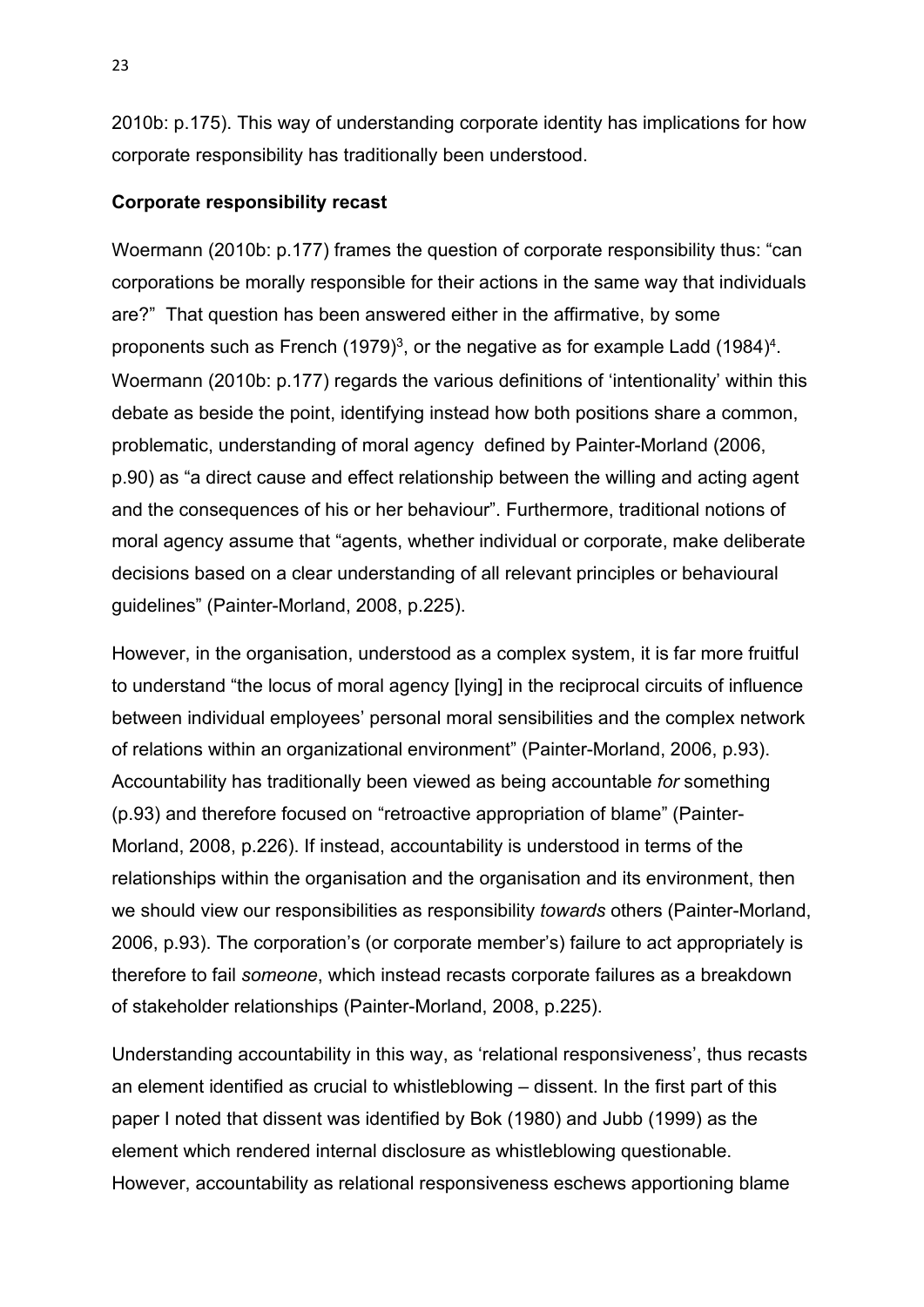2010b: p.175). This way of understanding corporate identity has implications for how corporate responsibility has traditionally been understood.

**Corporate responsibility recast**

Woermann (2010b: p.177) frames the question of corporate responsibility thus: "can corporations be morally responsible for their actions in the same way that individuals are?" That question has been answered either in the affirmative, by some proponents such as French (1979)[3], or the negative as for example Ladd (1984)[4]. Woermann (2010b: p.177) regards the various definitions of 'intentionality' within this debate as beside the point, identifying instead how both positions share a common, problematic, understanding of moral agency defined by Painter-Morland (2006, p.90) as "a direct cause and effect relationship between the willing and acting agent and the consequences of his or her behaviour". Furthermore, traditional notions of moral agency assume that "agents, whether individual or corporate, make deliberate decisions based on a clear understanding of all relevant principles or behavioural guidelines" (Painter-Morland, 2008, p.225).

However, in the organisation, understood as a complex system, it is far more fruitful to understand "the locus of moral agency [lying] in the reciprocal circuits of influence between individual employees' personal moral sensibilities and the complex network of relations within an organizational environment" (Painter-Morland, 2006, p.93). Accountability has traditionally been viewed as being accountable *for* something (p.93) and therefore focused on "retroactive appropriation of blame" (Painter-Morland, 2008, p.226). If instead, accountability is understood in terms of the relationships within the organisation and the organisation and its environment, then we should view our responsibilities as responsibility *towards* others (Painter-Morland, 2006, p.93). The corporation's (or corporate member's) failure to act appropriately is therefore to fail *someone*, which instead recasts corporate failures as a breakdown of stakeholder relationships (Painter-Morland, 2008, p.225).

Understanding accountability in this way, as 'relational responsiveness', thus recasts an element identified as crucial to whistleblowing – dissent. In the first part of this paper I noted that dissent was identified by Bok (1980) and Jubb (1999) as the element which rendered internal disclosure as whistleblowing questionable. However, accountability as relational responsiveness eschews apportioning blame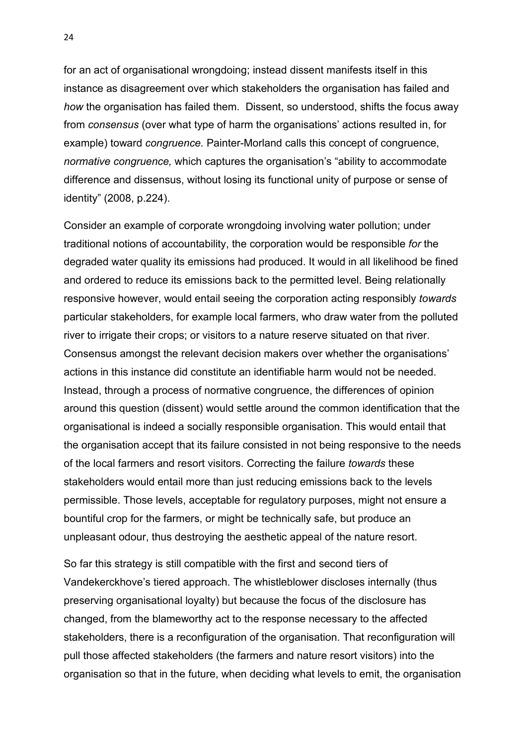for an act of organisational wrongdoing; instead dissent manifests itself in this instance as disagreement over which stakeholders the organisation has failed and *how* the organisation has failed them. Dissent, so understood, shifts the focus away from *consensus* (over what type of harm the organisations' actions resulted in, for example) toward *congruence.* Painter-Morland calls this concept of congruence, *normative congruence,* which captures the organisation's "ability to accommodate difference and dissensus, without losing its functional unity of purpose or sense of identity" (2008, p.224).

Consider an example of corporate wrongdoing involving water pollution; under traditional notions of accountability, the corporation would be responsible *for* the degraded water quality its emissions had produced. It would in all likelihood be fined and ordered to reduce its emissions back to the permitted level. Being relationally responsive however, would entail seeing the corporation acting responsibly *towards* particular stakeholders, for example local farmers, who draw water from the polluted river to irrigate their crops; or visitors to a nature reserve situated on that river. Consensus amongst the relevant decision makers over whether the organisations' actions in this instance did constitute an identifiable harm would not be needed. Instead, through a process of normative congruence, the differences of opinion around this question (dissent) would settle around the common identification that the organisational is indeed a socially responsible organisation. This would entail that the organisation accept that its failure consisted in not being responsive to the needs of the local farmers and resort visitors. Correcting the failure *towards* these stakeholders would entail more than just reducing emissions back to the levels permissible. Those levels, acceptable for regulatory purposes, might not ensure a bountiful crop for the farmers, or might be technically safe, but produce an unpleasant odour, thus destroying the aesthetic appeal of the nature resort.

So far this strategy is still compatible with the first and second tiers of Vandekerckhove's tiered approach. The whistleblower discloses internally (thus preserving organisational loyalty) but because the focus of the disclosure has changed, from the blameworthy act to the response necessary to the affected stakeholders, there is a reconfiguration of the organisation. That reconfiguration will pull those affected stakeholders (the farmers and nature resort visitors) into the organisation so that in the future, when deciding what levels to emit, the organisation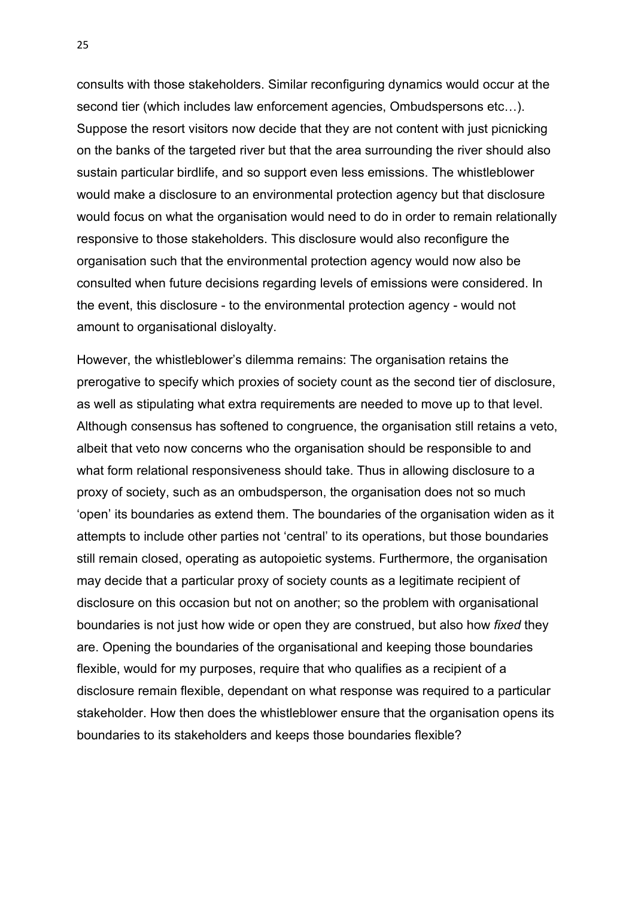consults with those stakeholders. Similar reconfiguring dynamics would occur at the second tier (which includes law enforcement agencies, Ombudspersons etc…). Suppose the resort visitors now decide that they are not content with just picnicking on the banks of the targeted river but that the area surrounding the river should also sustain particular birdlife, and so support even less emissions. The whistleblower would make a disclosure to an environmental protection agency but that disclosure would focus on what the organisation would need to do in order to remain relationally responsive to those stakeholders. This disclosure would also reconfigure the organisation such that the environmental protection agency would now also be consulted when future decisions regarding levels of emissions were considered. In the event, this disclosure - to the environmental protection agency - would not amount to organisational disloyalty.

However, the whistleblower's dilemma remains: The organisation retains the prerogative to specify which proxies of society count as the second tier of disclosure, as well as stipulating what extra requirements are needed to move up to that level. Although consensus has softened to congruence, the organisation still retains a veto, albeit that veto now concerns who the organisation should be responsible to and what form relational responsiveness should take. Thus in allowing disclosure to a proxy of society, such as an ombudsperson, the organisation does not so much 'open' its boundaries as extend them. The boundaries of the organisation widen as it attempts to include other parties not 'central' to its operations, but those boundaries still remain closed, operating as autopoietic systems. Furthermore, the organisation may decide that a particular proxy of society counts as a legitimate recipient of disclosure on this occasion but not on another; so the problem with organisational boundaries is not just how wide or open they are construed, but also how *fixed* they are. Opening the boundaries of the organisational and keeping those boundaries flexible, would for my purposes, require that who qualifies as a recipient of a disclosure remain flexible, dependant on what response was required to a particular stakeholder. How then does the whistleblower ensure that the organisation opens its boundaries to its stakeholders and keeps those boundaries flexible?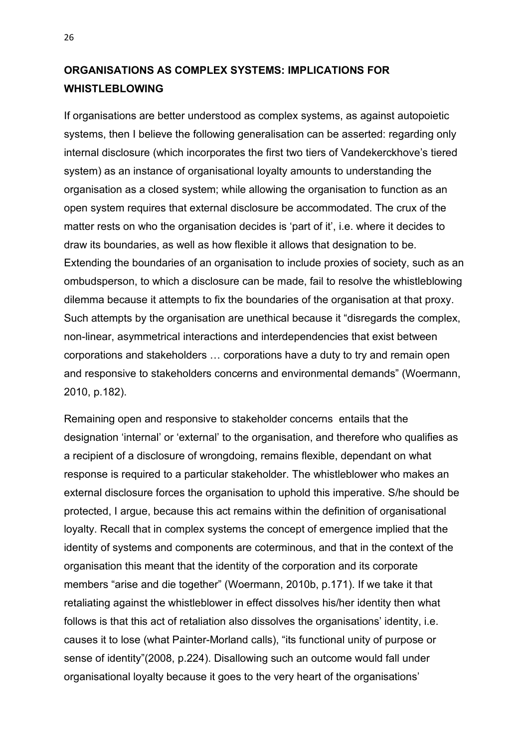## ORGANISATIONS AS COMPLEX SYSTEMS: IMPLICATIONS FOR WHISTLEBLOWING

If organisations are better understood as complex systems, as against autopoietic systems, then I believe the following generalisation can be asserted: regarding only internal disclosure (which incorporates the first two tiers of Vandekerckhove's tiered system) as an instance of organisational loyalty amounts to understanding the organisation as a closed system; while allowing the organisation to function as an open system requires that external disclosure be accommodated. The crux of the matter rests on who the organisation decides is 'part of it', i.e. where it decides to draw its boundaries, as well as how flexible it allows that designation to be. Extending the boundaries of an organisation to include proxies of society, such as an ombudsperson, to which a disclosure can be made, fail to resolve the whistleblowing dilemma because it attempts to fix the boundaries of the organisation at that proxy. Such attempts by the organisation are unethical because it "disregards the complex, non-linear, asymmetrical interactions and interdependencies that exist between corporations and stakeholders … corporations have a duty to try and remain open and responsive to stakeholders concerns and environmental demands" (Woermann, 2010, p.182).

Remaining open and responsive to stakeholder concerns entails that the designation 'internal' or 'external' to the organisation, and therefore who qualifies as a recipient of a disclosure of wrongdoing, remains flexible, dependant on what response is required to a particular stakeholder. The whistleblower who makes an external disclosure forces the organisation to uphold this imperative. S/he should be protected, I argue, because this act remains within the definition of organisational loyalty. Recall that in complex systems the concept of emergence implied that the identity of systems and components are coterminous, and that in the context of the organisation this meant that the identity of the corporation and its corporate members "arise and die together" (Woermann, 2010b, p.171). If we take it that retaliating against the whistleblower in effect dissolves his/her identity then what follows is that this act of retaliation also dissolves the organisations' identity, i.e. causes it to lose (what Painter-Morland calls), "its functional unity of purpose or sense of identity"(2008, p.224). Disallowing such an outcome would fall under organisational loyalty because it goes to the very heart of the organisations'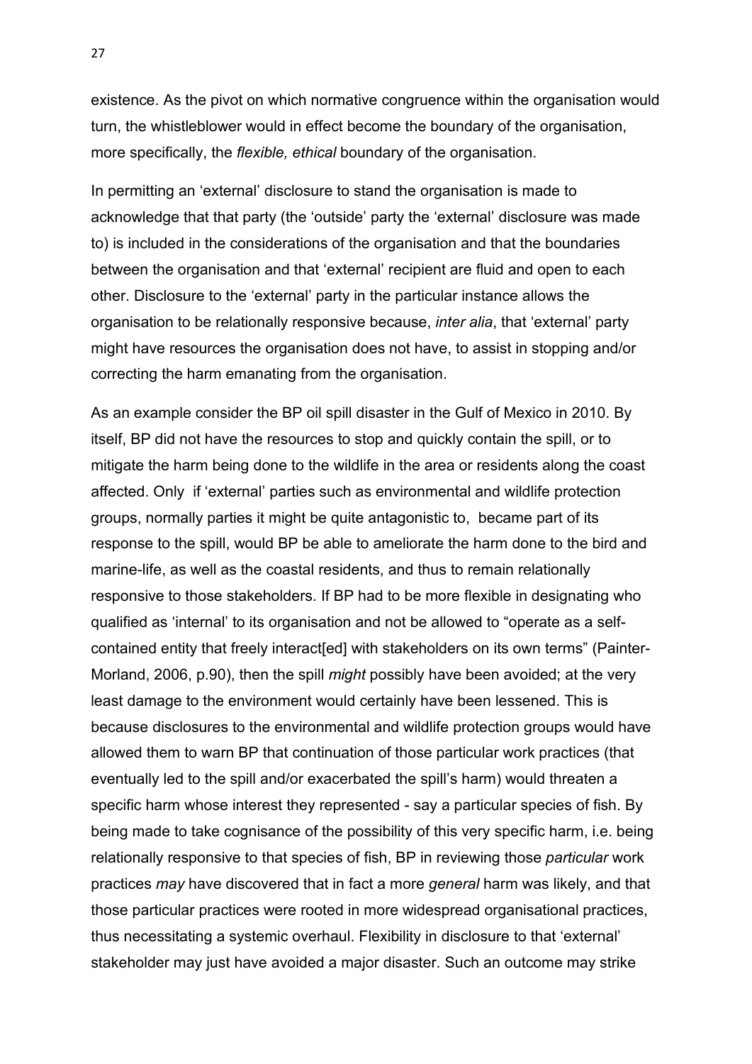existence. As the pivot on which normative congruence within the organisation would turn, the whistleblower would in effect become the boundary of the organisation, more specifically, the *flexible, ethical* boundary of the organisation.

In permitting an 'external' disclosure to stand the organisation is made to acknowledge that that party (the 'outside' party the 'external' disclosure was made to) is included in the considerations of the organisation and that the boundaries between the organisation and that 'external' recipient are fluid and open to each other. Disclosure to the 'external' party in the particular instance allows the organisation to be relationally responsive because, *inter alia*, that 'external' party might have resources the organisation does not have, to assist in stopping and/or correcting the harm emanating from the organisation.

As an example consider the BP oil spill disaster in the Gulf of Mexico in 2010. By itself, BP did not have the resources to stop and quickly contain the spill, or to mitigate the harm being done to the wildlife in the area or residents along the coast affected. Only if 'external' parties such as environmental and wildlife protection groups, normally parties it might be quite antagonistic to, became part of its response to the spill, would BP be able to ameliorate the harm done to the bird and marine-life, as well as the coastal residents, and thus to remain relationally responsive to those stakeholders. If BP had to be more flexible in designating who qualified as 'internal' to its organisation and not be allowed to "operate as a self-contained entity that freely interact[ed] with stakeholders on its own terms" (Painter-Morland, 2006, p.90), then the spill *might* possibly have been avoided; at the very least damage to the environment would certainly have been lessened. This is because disclosures to the environmental and wildlife protection groups would have allowed them to warn BP that continuation of those particular work practices (that eventually led to the spill and/or exacerbated the spill's harm) would threaten a specific harm whose interest they represented - say a particular species of fish. By being made to take cognisance of the possibility of this very specific harm, i.e. being relationally responsive to that species of fish, BP in reviewing those *particular* work practices *may* have discovered that in fact a more *general* harm was likely, and that those particular practices were rooted in more widespread organisational practices, thus necessitating a systemic overhaul. Flexibility in disclosure to that 'external' stakeholder may just have avoided a major disaster. Such an outcome may strike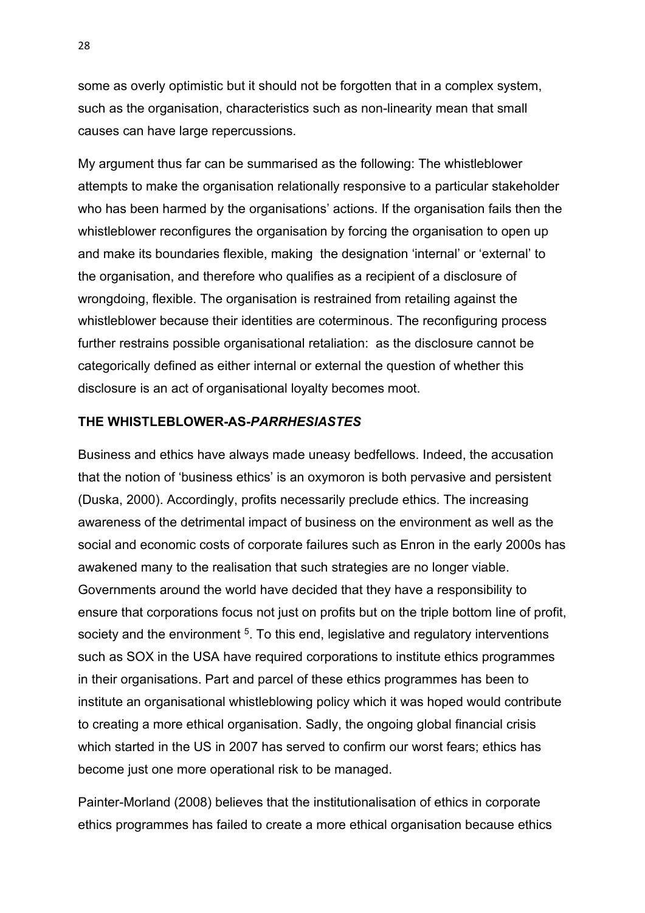some as overly optimistic but it should not be forgotten that in a complex system, such as the organisation, characteristics such as non-linearity mean that small causes can have large repercussions.

My argument thus far can be summarised as the following: The whistleblower attempts to make the organisation relationally responsive to a particular stakeholder who has been harmed by the organisations' actions. If the organisation fails then the whistleblower reconfigures the organisation by forcing the organisation to open up and make its boundaries flexible, making the designation 'internal' or 'external' to the organisation, and therefore who qualifies as a recipient of a disclosure of wrongdoing, flexible. The organisation is restrained from retailing against the whistleblower because their identities are coterminous. The reconfiguring process further restrains possible organisational retaliation: as the disclosure cannot be categorically defined as either internal or external the question of whether this disclosure is an act of organisational loyalty becomes moot.

## THE WHISTLEBLOWER-AS-*PARRHESIASTES*

Business and ethics have always made uneasy bedfellows. Indeed, the accusation that the notion of 'business ethics' is an oxymoron is both pervasive and persistent (Duska, 2000). Accordingly, profits necessarily preclude ethics. The increasing awareness of the detrimental impact of business on the environment as well as the social and economic costs of corporate failures such as Enron in the early 2000s has awakened many to the realisation that such strategies are no longer viable. Governments around the world have decided that they have a responsibility to ensure that corporations focus not just on profits but on the triple bottom line of profit, society and the environment [5]. To this end, legislative and regulatory interventions such as SOX in the USA have required corporations to institute ethics programmes in their organisations. Part and parcel of these ethics programmes has been to institute an organisational whistleblowing policy which it was hoped would contribute to creating a more ethical organisation. Sadly, the ongoing global financial crisis which started in the US in 2007 has served to confirm our worst fears; ethics has become just one more operational risk to be managed.

Painter-Morland (2008) believes that the institutionalisation of ethics in corporate ethics programmes has failed to create a more ethical organisation because ethics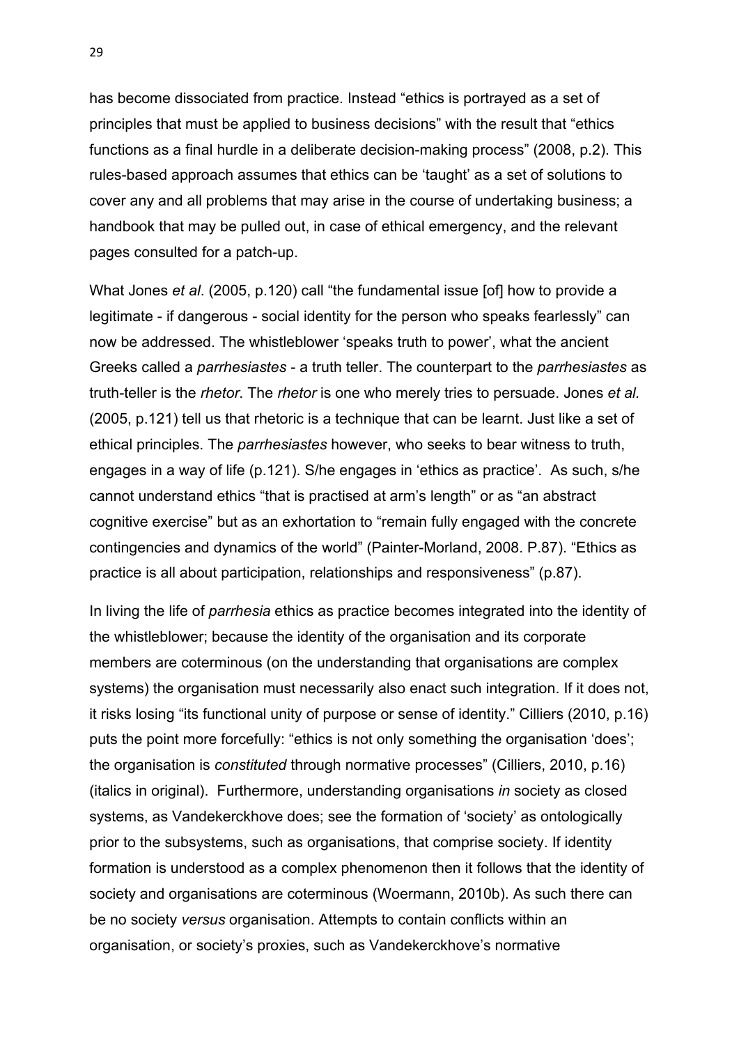has become dissociated from practice. Instead "ethics is portrayed as a set of principles that must be applied to business decisions" with the result that "ethics functions as a final hurdle in a deliberate decision-making process" (2008, p.2). This rules-based approach assumes that ethics can be 'taught' as a set of solutions to cover any and all problems that may arise in the course of undertaking business; a handbook that may be pulled out, in case of ethical emergency, and the relevant pages consulted for a patch-up.

What Jones *et al*. (2005, p.120) call "the fundamental issue [of] how to provide a legitimate - if dangerous - social identity for the person who speaks fearlessly" can now be addressed. The whistleblower 'speaks truth to power', what the ancient Greeks called a *parrhesiastes* - a truth teller. The counterpart to the *parrhesiastes* as truth-teller is the *rhetor*. The *rhetor* is one who merely tries to persuade. Jones *et al.* (2005, p.121) tell us that rhetoric is a technique that can be learnt. Just like a set of ethical principles. The *parrhesiastes* however, who seeks to bear witness to truth, engages in a way of life (p.121). S/he engages in 'ethics as practice'. As such, s/he cannot understand ethics "that is practised at arm's length" or as "an abstract cognitive exercise" but as an exhortation to "remain fully engaged with the concrete contingencies and dynamics of the world" (Painter-Morland, 2008. P.87). "Ethics as practice is all about participation, relationships and responsiveness" (p.87).

In living the life of *parrhesia* ethics as practice becomes integrated into the identity of the whistleblower; because the identity of the organisation and its corporate members are coterminous (on the understanding that organisations are complex systems) the organisation must necessarily also enact such integration. If it does not, it risks losing "its functional unity of purpose or sense of identity." Cilliers (2010, p.16) puts the point more forcefully: "ethics is not only something the organisation 'does'; the organisation is *constituted* through normative processes" (Cilliers, 2010, p.16) (italics in original). Furthermore, understanding organisations *in* society as closed systems, as Vandekerckhove does; see the formation of 'society' as ontologically prior to the subsystems, such as organisations, that comprise society. If identity formation is understood as a complex phenomenon then it follows that the identity of society and organisations are coterminous (Woermann, 2010b). As such there can be no society *versus* organisation. Attempts to contain conflicts within an organisation, or society's proxies, such as Vandekerckhove's normative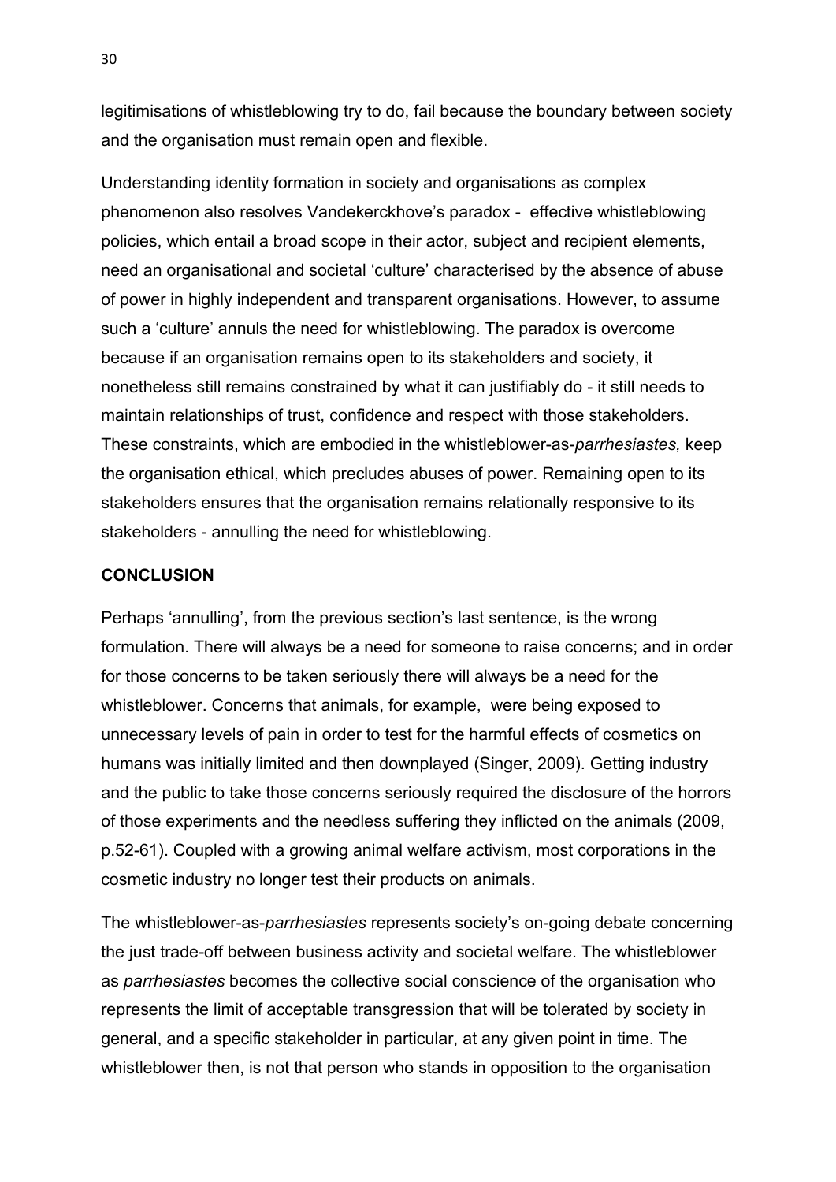legitimisations of whistleblowing try to do, fail because the boundary between society and the organisation must remain open and flexible.

Understanding identity formation in society and organisations as complex phenomenon also resolves Vandekerckhove's paradox - effective whistleblowing policies, which entail a broad scope in their actor, subject and recipient elements, need an organisational and societal 'culture' characterised by the absence of abuse of power in highly independent and transparent organisations. However, to assume such a 'culture' annuls the need for whistleblowing. The paradox is overcome because if an organisation remains open to its stakeholders and society, it nonetheless still remains constrained by what it can justifiably do - it still needs to maintain relationships of trust, confidence and respect with those stakeholders. These constraints, which are embodied in the whistleblower-as-*parrhesiastes,* keep the organisation ethical, which precludes abuses of power. Remaining open to its stakeholders ensures that the organisation remains relationally responsive to its stakeholders - annulling the need for whistleblowing.

## CONCLUSION

Perhaps 'annulling', from the previous section's last sentence, is the wrong formulation. There will always be a need for someone to raise concerns; and in order for those concerns to be taken seriously there will always be a need for the whistleblower. Concerns that animals, for example, were being exposed to unnecessary levels of pain in order to test for the harmful effects of cosmetics on humans was initially limited and then downplayed (Singer, 2009). Getting industry and the public to take those concerns seriously required the disclosure of the horrors of those experiments and the needless suffering they inflicted on the animals (2009, p.52-61). Coupled with a growing animal welfare activism, most corporations in the cosmetic industry no longer test their products on animals.

The whistleblower-as-*parrhesiastes* represents society's on-going debate concerning the just trade-off between business activity and societal welfare. The whistleblower as *parrhesiastes* becomes the collective social conscience of the organisation who represents the limit of acceptable transgression that will be tolerated by society in general, and a specific stakeholder in particular, at any given point in time. The whistleblower then, is not that person who stands in opposition to the organisation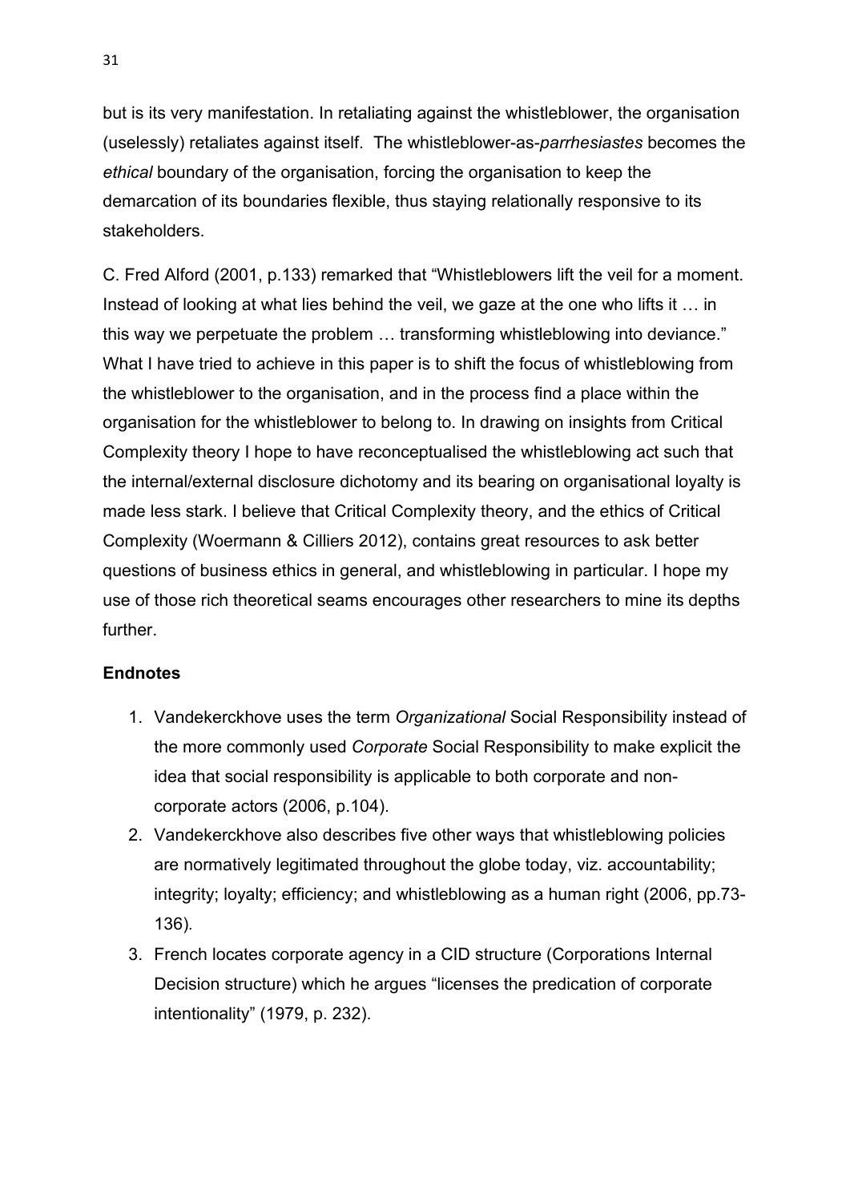but is its very manifestation. In retaliating against the whistleblower, the organisation (uselessly) retaliates against itself. The whistleblower-as-*parrhesiastes* becomes the *ethical* boundary of the organisation, forcing the organisation to keep the demarcation of its boundaries flexible, thus staying relationally responsive to its stakeholders.

C. Fred Alford (2001, p.133) remarked that "Whistleblowers lift the veil for a moment. Instead of looking at what lies behind the veil, we gaze at the one who lifts it … in this way we perpetuate the problem … transforming whistleblowing into deviance." What I have tried to achieve in this paper is to shift the focus of whistleblowing from the whistleblower to the organisation, and in the process find a place within the organisation for the whistleblower to belong to. In drawing on insights from Critical Complexity theory I hope to have reconceptualised the whistleblowing act such that the internal/external disclosure dichotomy and its bearing on organisational loyalty is made less stark. I believe that Critical Complexity theory, and the ethics of Critical Complexity (Woermann & Cilliers 2012), contains great resources to ask better questions of business ethics in general, and whistleblowing in particular. I hope my use of those rich theoretical seams encourages other researchers to mine its depths further.

**Endnotes**

1. Vandekerckhove uses the term *Organizational* Social Responsibility instead of the more commonly used *Corporate* Social Responsibility to make explicit the idea that social responsibility is applicable to both corporate and non-corporate actors (2006, p.104).
2. Vandekerckhove also describes five other ways that whistleblowing policies are normatively legitimated throughout the globe today, viz. accountability; integrity; loyalty; efficiency; and whistleblowing as a human right (2006, pp.73-136).
3. French locates corporate agency in a CID structure (Corporations Internal Decision structure) which he argues "licenses the predication of corporate intentionality" (1979, p. 232).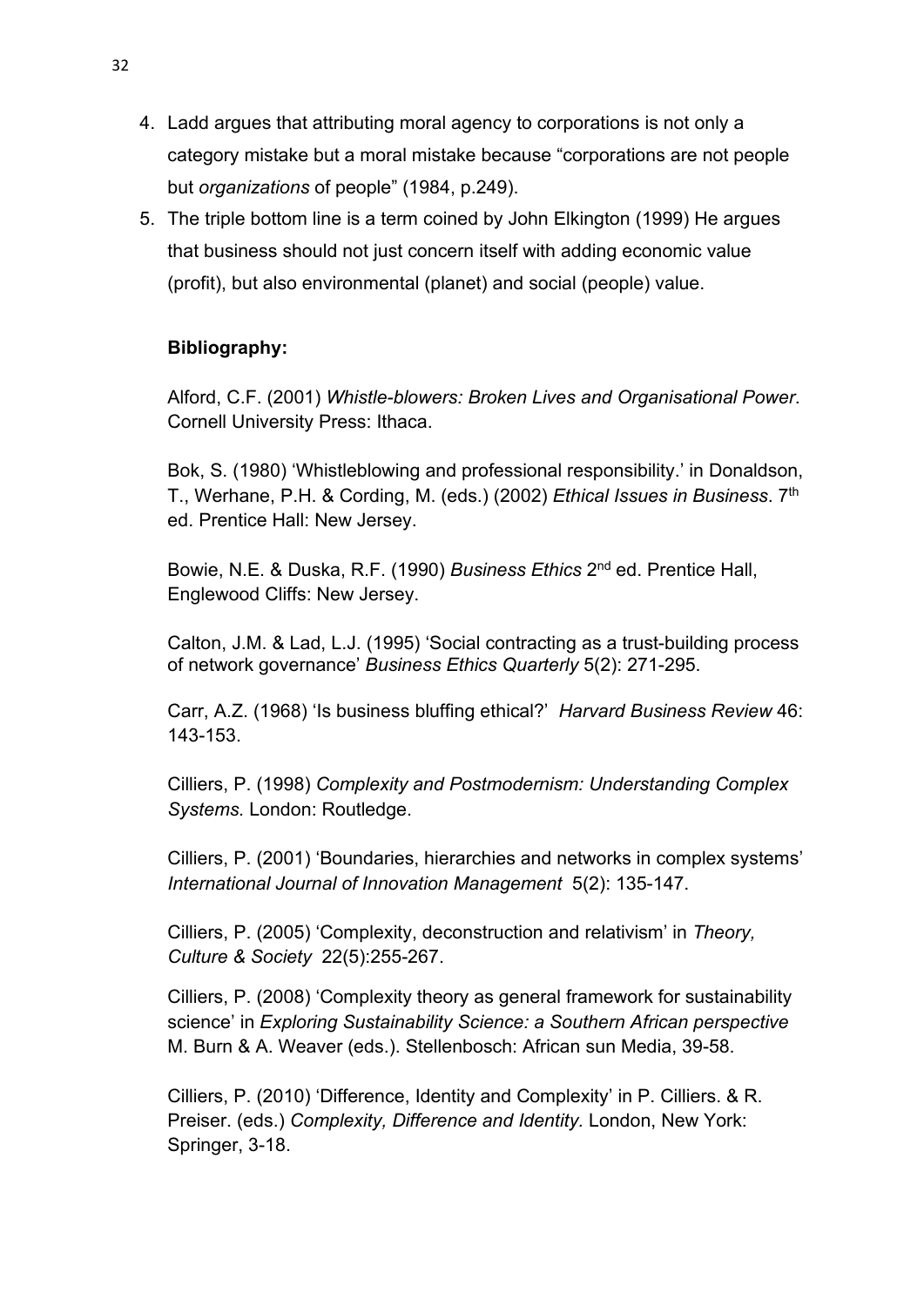4. Ladd argues that attributing moral agency to corporations is not only a category mistake but a moral mistake because "corporations are not people but *organizations* of people" (1984, p.249).
5. The triple bottom line is a term coined by John Elkington (1999) He argues that business should not just concern itself with adding economic value (profit), but also environmental (planet) and social (people) value.

**Bibliography:**

Alford, C.F. (2001) *Whistle-blowers: Broken Lives and Organisational Power*. Cornell University Press: Ithaca.

Bok, S. (1980) 'Whistleblowing and professional responsibility.' in Donaldson, T., Werhane, P.H. & Cording, M. (eds.) (2002) *Ethical Issues in Business*. 7th ed. Prentice Hall: New Jersey.

Bowie, N.E. & Duska, R.F. (1990) *Business Ethics* 2nd ed. Prentice Hall, Englewood Cliffs: New Jersey.

Calton, J.M. & Lad, L.J. (1995) 'Social contracting as a trust-building process of network governance' *Business Ethics Quarterly* 5(2): 271-295.

Carr, A.Z. (1968) 'Is business bluffing ethical?' *Harvard Business Review* 46: 143-153.

Cilliers, P. (1998) *Complexity and Postmodernism: Understanding Complex Systems.* London: Routledge.

Cilliers, P. (2001) 'Boundaries, hierarchies and networks in complex systems' *International Journal of Innovation Management* 5(2): 135-147.

Cilliers, P. (2005) 'Complexity, deconstruction and relativism' in *Theory, Culture & Society* 22(5):255-267.

Cilliers, P. (2008) 'Complexity theory as general framework for sustainability science' in *Exploring Sustainability Science: a Southern African perspective* M. Burn & A. Weaver (eds.). Stellenbosch: African sun Media, 39-58.

Cilliers, P. (2010) 'Difference, Identity and Complexity' in P. Cilliers. & R. Preiser. (eds.) *Complexity, Difference and Identity.* London, New York: Springer, 3-18.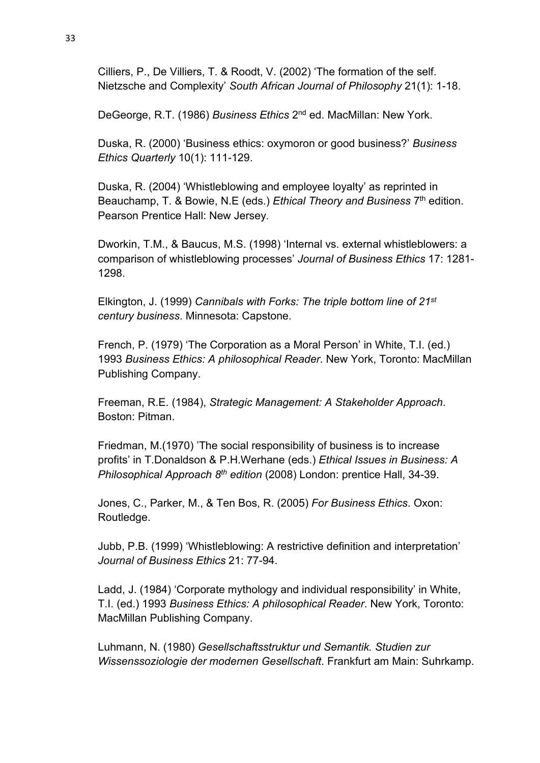Cilliers, P., De Villiers, T. & Roodt, V. (2002) 'The formation of the self. Nietzsche and Complexity' *South African Journal of Philosophy* 21(1): 1-18.

DeGeorge, R.T. (1986) *Business Ethics* 2nd ed. MacMillan: New York.

Duska, R. (2000) 'Business ethics: oxymoron or good business?' *Business Ethics Quarterly* 10(1): 111-129.

Duska, R. (2004) 'Whistleblowing and employee loyalty' as reprinted in Beauchamp, T. & Bowie, N.E (eds.) *Ethical Theory and Business* 7th edition. Pearson Prentice Hall: New Jersey.

Dworkin, T.M., & Baucus, M.S. (1998) 'Internal vs. external whistleblowers: a comparison of whistleblowing processes' *Journal of Business Ethics* 17: 1281-1298.

Elkington, J. (1999) *Cannibals with Forks: The triple bottom line of 21st century business*. Minnesota: Capstone.

French, P. (1979) 'The Corporation as a Moral Person' in White, T.I. (ed.) 1993 *Business Ethics: A philosophical Reader*. New York, Toronto: MacMillan Publishing Company.

Freeman, R.E. (1984), *Strategic Management: A Stakeholder Approach*. Boston: Pitman.

Friedman, M.(1970) 'The social responsibility of business is to increase profits' in T.Donaldson & P.H.Werhane (eds.) *Ethical Issues in Business: A Philosophical Approach 8th edition* (2008) London: prentice Hall, 34-39.

Jones, C., Parker, M., & Ten Bos, R. (2005) *For Business Ethics*. Oxon: Routledge.

Jubb, P.B. (1999) 'Whistleblowing: A restrictive definition and interpretation' *Journal of Business Ethics* 21: 77-94.

Ladd, J. (1984) 'Corporate mythology and individual responsibility' in White, T.I. (ed.) 1993 *Business Ethics: A philosophical Reader*. New York, Toronto: MacMillan Publishing Company.

Luhmann, N. (1980) *Gesellschaftsstruktur und Semantik. Studien zur Wissenssoziologie der modernen Gesellschaft*. Frankfurt am Main: Suhrkamp.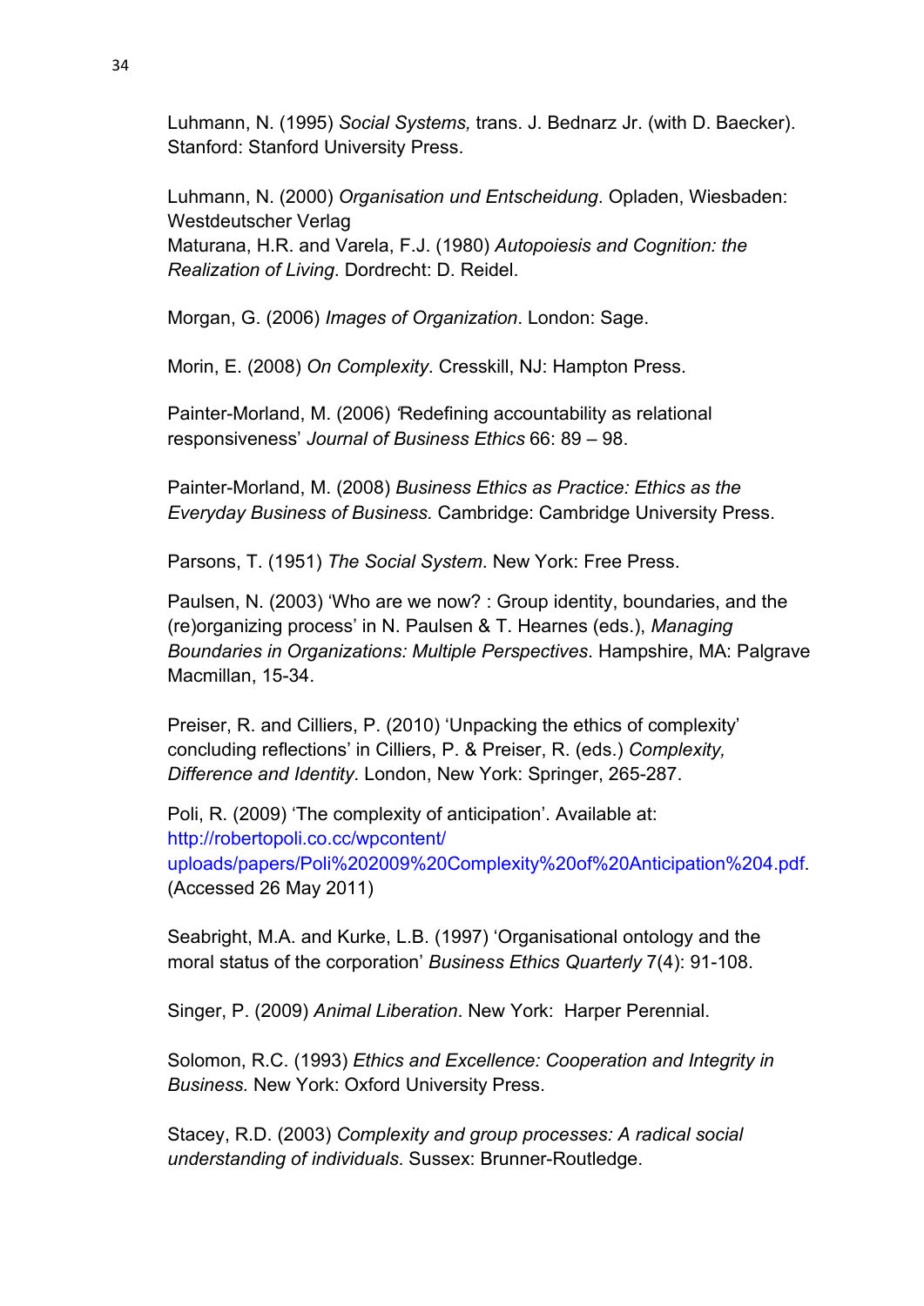Luhmann, N. (1995) *Social Systems,* trans. J. Bednarz Jr. (with D. Baecker). Stanford: Stanford University Press.

Luhmann, N. (2000) *Organisation und Entscheidung*. Opladen, Wiesbaden: Westdeutscher Verlag

Maturana, H.R. and Varela, F.J. (1980) *Autopoiesis and Cognition: the Realization of Living*. Dordrecht: D. Reidel.

Morgan, G. (2006) *Images of Organization*. London: Sage.

Morin, E. (2008) *On Complexity*. Cresskill, NJ: Hampton Press.

Painter-Morland, M. (2006) 'Redefining accountability as relational responsiveness' *Journal of Business Ethics* 66: 89 – 98.

Painter-Morland, M. (2008) *Business Ethics as Practice: Ethics as the Everyday Business of Business.* Cambridge: Cambridge University Press.

Parsons, T. (1951) *The Social System*. New York: Free Press.

Paulsen, N. (2003) 'Who are we now? : Group identity, boundaries, and the (re)organizing process' in N. Paulsen & T. Hearnes (eds.), *Managing Boundaries in Organizations: Multiple Perspectives*. Hampshire, MA: Palgrave Macmillan, 15-34.

Preiser, R. and Cilliers, P. (2010) 'Unpacking the ethics of complexity' concluding reflections' in Cilliers, P. & Preiser, R. (eds.) *Complexity, Difference and Identity*. London, New York: Springer, 265-287.

Poli, R. (2009) 'The complexity of anticipation'. Available at: http://robertopoli.co.cc/wpcontent/uploads/papers/Poli%202009%20Complexity%20of%20Anticipation%204.pdf. (Accessed 26 May 2011)

Seabright, M.A. and Kurke, L.B. (1997) 'Organisational ontology and the moral status of the corporation' *Business Ethics Quarterly* 7(4): 91-108.

Singer, P. (2009) *Animal Liberation*. New York: Harper Perennial.

Solomon, R.C. (1993) *Ethics and Excellence: Cooperation and Integrity in Business.* New York: Oxford University Press.

Stacey, R.D. (2003) *Complexity and group processes: A radical social understanding of individuals*. Sussex: Brunner-Routledge.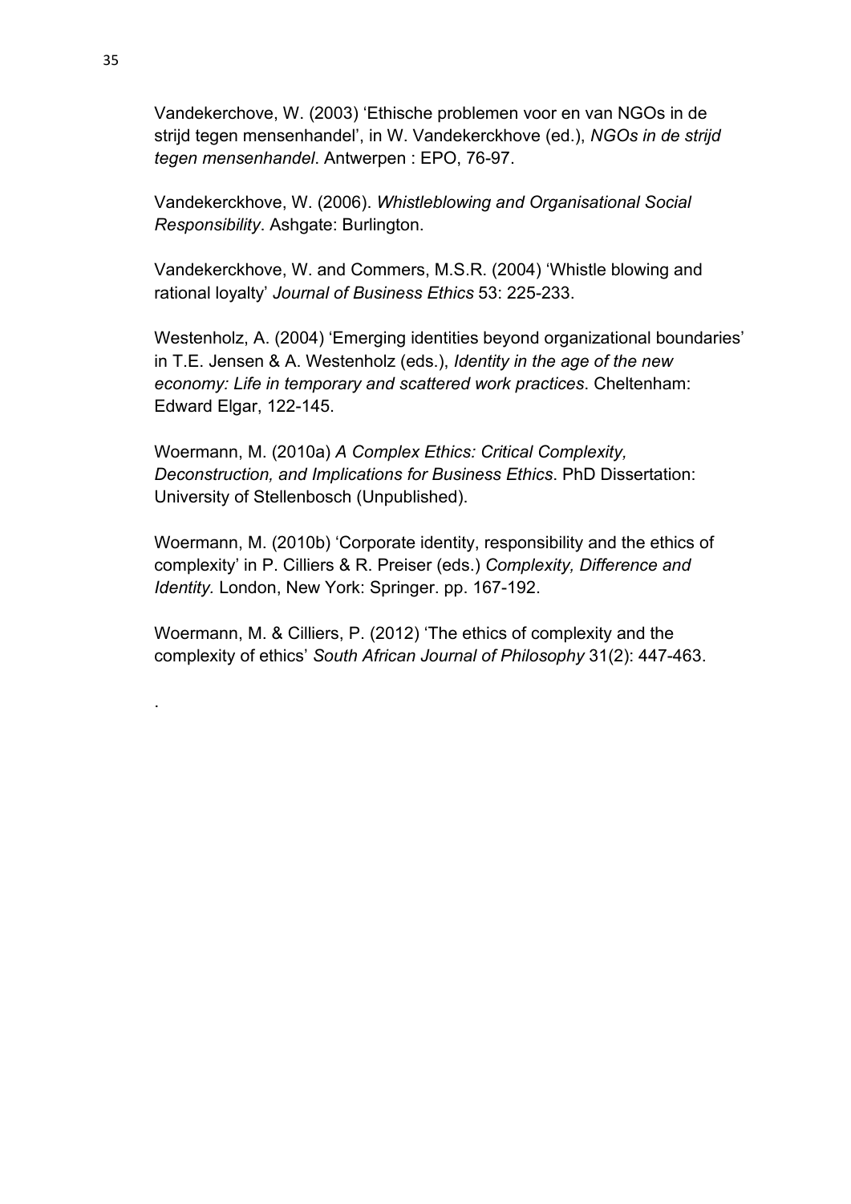Vandekerchove, W. (2003) 'Ethische problemen voor en van NGOs in de strijd tegen mensenhandel', in W. Vandekerckhove (ed.), *NGOs in de strijd tegen mensenhandel*. Antwerpen : EPO, 76-97.

Vandekerckhove, W. (2006). *Whistleblowing and Organisational Social Responsibility*. Ashgate: Burlington.

Vandekerckhove, W. and Commers, M.S.R. (2004) 'Whistle blowing and rational loyalty' *Journal of Business Ethics* 53: 225-233.

Westenholz, A. (2004) 'Emerging identities beyond organizational boundaries' in T.E. Jensen & A. Westenholz (eds.), *Identity in the age of the new economy: Life in temporary and scattered work practices*. Cheltenham: Edward Elgar, 122-145.

Woermann, M. (2010a) *A Complex Ethics: Critical Complexity, Deconstruction, and Implications for Business Ethics*. PhD Dissertation: University of Stellenbosch (Unpublished).

Woermann, M. (2010b) 'Corporate identity, responsibility and the ethics of complexity' in P. Cilliers & R. Preiser (eds.) *Complexity, Difference and Identity.* London, New York: Springer. pp. 167-192.

Woermann, M. & Cilliers, P. (2012) 'The ethics of complexity and the complexity of ethics' *South African Journal of Philosophy* 31(2): 447-463.

.